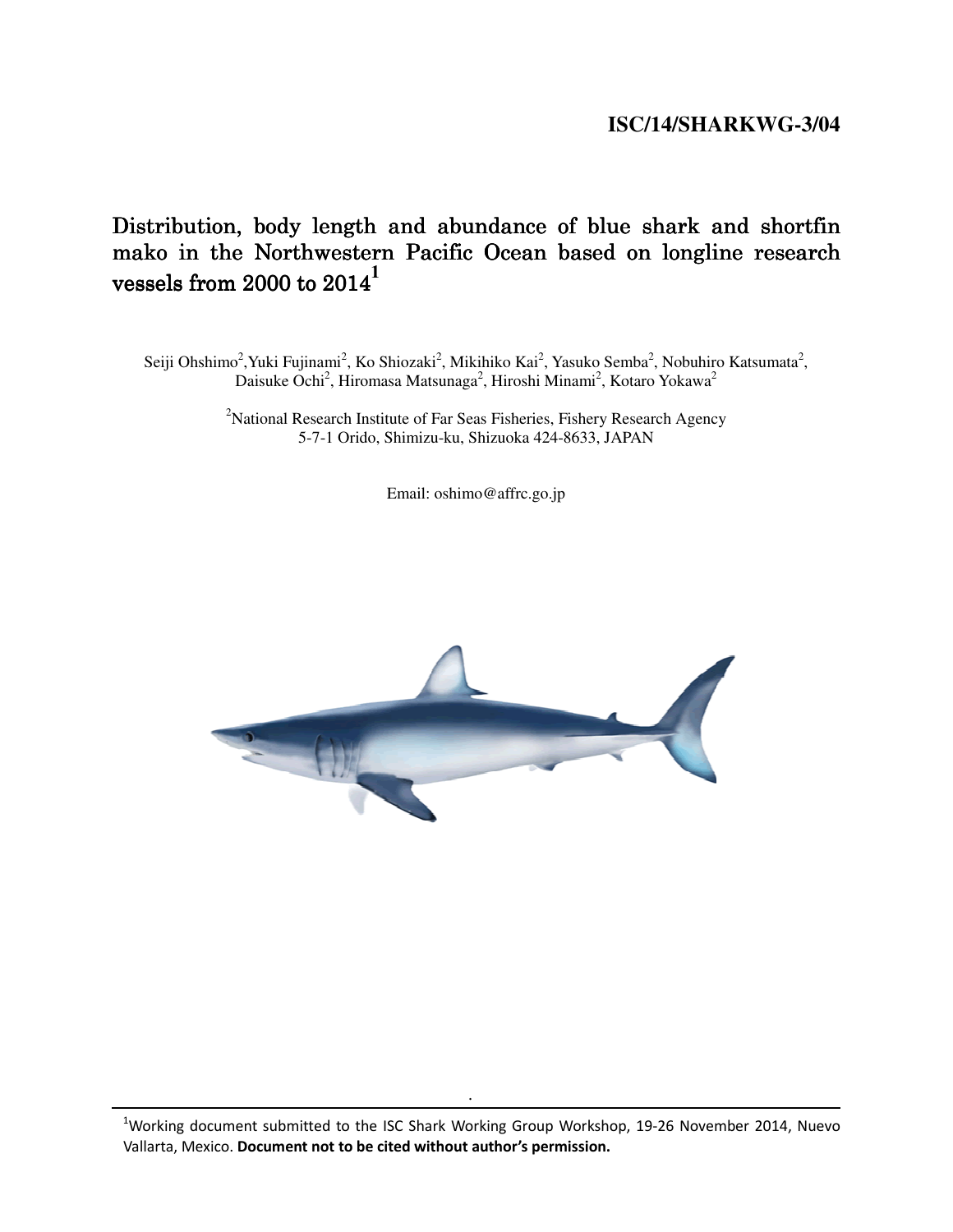ISC/14/SHARKWG-3/04

# Distribution, body length and abundance of blue shark and shortfin mako in the Northwestern Pacific Ocean based on longline research vessels from 2000 to 2014[1]

Seiji Ohshimo[2], Yuki Fujinami[2], Ko Shiozaki[2], Mikihiko Kai[2], Yasuko Semba[2], Nobuhiro Katsumata[2], Daisuke Ochi[2], Hiromasa Matsunaga[2], Hiroshi Minami[2], Kotaro Yokawa[2]

[2]National Research Institute of Far Seas Fisheries, Fishery Research Agency
5-7-1 Orido, Shimizu-ku, Shizuoka 424-8633, JAPAN

Email: oshimo@affrc.go.jp

[1]Working document submitted to the ISC Shark Working Group Workshop, 19-26 November 2014, Nuevo Vallarta, Mexico. **Document not to be cited without author's permission.**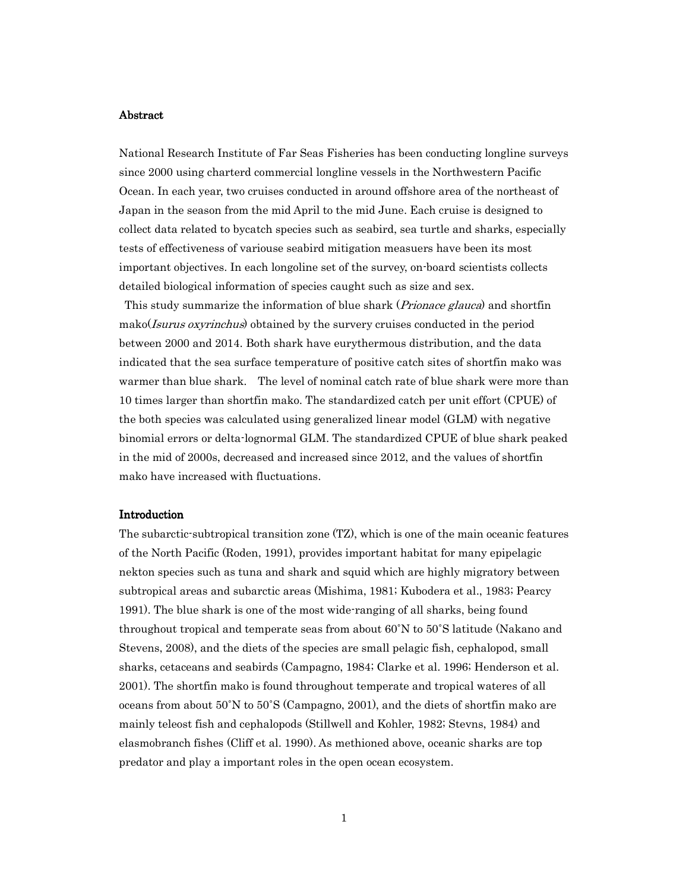## Abstract

National Research Institute of Far Seas Fisheries has been conducting longline surveys since 2000 using charterd commercial longline vessels in the Northwestern Pacific Ocean. In each year, two cruises conducted in around offshore area of the northeast of Japan in the season from the mid April to the mid June. Each cruise is designed to collect data related to bycatch species such as seabird, sea turtle and sharks, especially tests of effectiveness of variouse seabird mitigation measuers have been its most important objectives. In each longoline set of the survey, on-board scientists collects detailed biological information of species caught such as size and sex.

This study summarize the information of blue shark (*Prionace glauca*) and shortfin mako(*Isurus oxyrinchus*) obtained by the survery cruises conducted in the period between 2000 and 2014. Both shark have eurythermous distribution, and the data indicated that the sea surface temperature of positive catch sites of shortfin mako was warmer than blue shark. The level of nominal catch rate of blue shark were more than 10 times larger than shortfin mako. The standardized catch per unit effort (CPUE) of the both species was calculated using generalized linear model (GLM) with negative binomial errors or delta-lognormal GLM. The standardized CPUE of blue shark peaked in the mid of 2000s, decreased and increased since 2012, and the values of shortfin mako have increased with fluctuations.

## Introduction

The subarctic-subtropical transition zone (TZ), which is one of the main oceanic features of the North Pacific (Roden, 1991), provides important habitat for many epipelagic nekton species such as tuna and shark and squid which are highly migratory between subtropical areas and subarctic areas (Mishima, 1981; Kubodera et al., 1983; Pearcy 1991). The blue shark is one of the most wide-ranging of all sharks, being found throughout tropical and temperate seas from about 60˚N to 50˚S latitude (Nakano and Stevens, 2008), and the diets of the species are small pelagic fish, cephalopod, small sharks, cetaceans and seabirds (Campagno, 1984; Clarke et al. 1996; Henderson et al. 2001). The shortfin mako is found throughout temperate and tropical wateres of all oceans from about 50˚N to 50˚S (Campagno, 2001), and the diets of shortfin mako are mainly teleost fish and cephalopods (Stillwell and Kohler, 1982; Stevns, 1984) and elasmobranch fishes (Cliff et al. 1990). As methioned above, oceanic sharks are top predator and play a important roles in the open ocean ecosystem.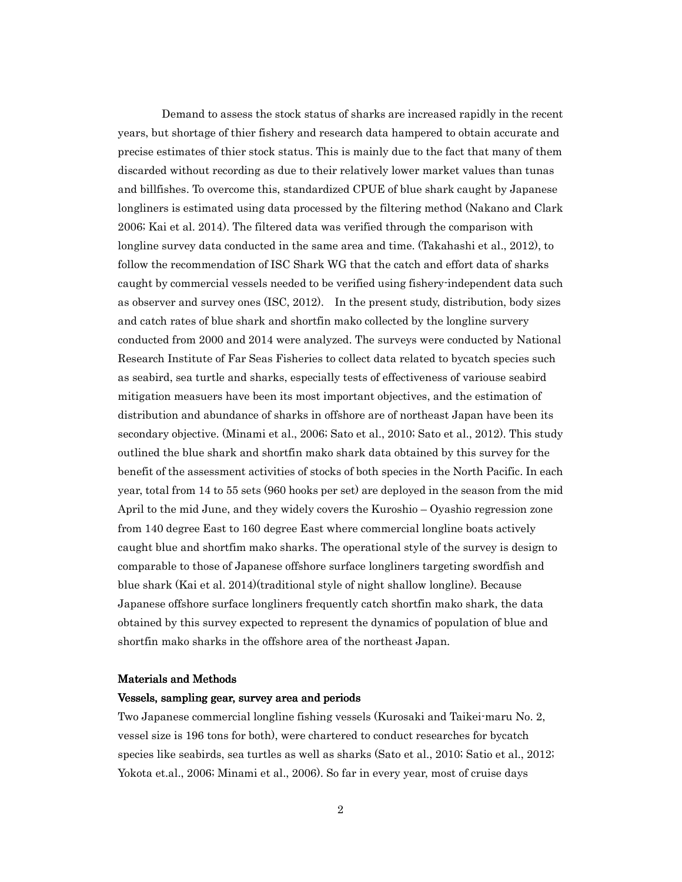Demand to assess the stock status of sharks are increased rapidly in the recent years, but shortage of thier fishery and research data hampered to obtain accurate and precise estimates of thier stock status. This is mainly due to the fact that many of them discarded without recording as due to their relatively lower market values than tunas and billfishes. To overcome this, standardized CPUE of blue shark caught by Japanese longliners is estimated using data processed by the filtering method (Nakano and Clark 2006; Kai et al. 2014). The filtered data was verified through the comparison with longline survey data conducted in the same area and time. (Takahashi et al., 2012), to follow the recommendation of ISC Shark WG that the catch and effort data of sharks caught by commercial vessels needed to be verified using fishery-independent data such as observer and survey ones (ISC, 2012). In the present study, distribution, body sizes and catch rates of blue shark and shortfin mako collected by the longline survery conducted from 2000 and 2014 were analyzed. The surveys were conducted by National Research Institute of Far Seas Fisheries to collect data related to bycatch species such as seabird, sea turtle and sharks, especially tests of effectiveness of variouse seabird mitigation measuers have been its most important objectives, and the estimation of distribution and abundance of sharks in offshore are of northeast Japan have been its secondary objective. (Minami et al., 2006; Sato et al., 2010; Sato et al., 2012). This study outlined the blue shark and shortfin mako shark data obtained by this survey for the benefit of the assessment activities of stocks of both species in the North Pacific. In each year, total from 14 to 55 sets (960 hooks per set) are deployed in the season from the mid April to the mid June, and they widely covers the Kuroshio – Oyashio regression zone from 140 degree East to 160 degree East where commercial longline boats actively caught blue and shortfim mako sharks. The operational style of the survey is design to comparable to those of Japanese offshore surface longliners targeting swordfish and blue shark (Kai et al. 2014)(traditional style of night shallow longline). Because Japanese offshore surface longliners frequently catch shortfin mako shark, the data obtained by this survey expected to represent the dynamics of population of blue and shortfin mako sharks in the offshore area of the northeast Japan.

## Materials and Methods

### Vessels, sampling gear, survey area and periods

Two Japanese commercial longline fishing vessels (Kurosaki and Taikei-maru No. 2, vessel size is 196 tons for both), were chartered to conduct researches for bycatch species like seabirds, sea turtles as well as sharks (Sato et al., 2010; Satio et al., 2012; Yokota et.al., 2006; Minami et al., 2006). So far in every year, most of cruise days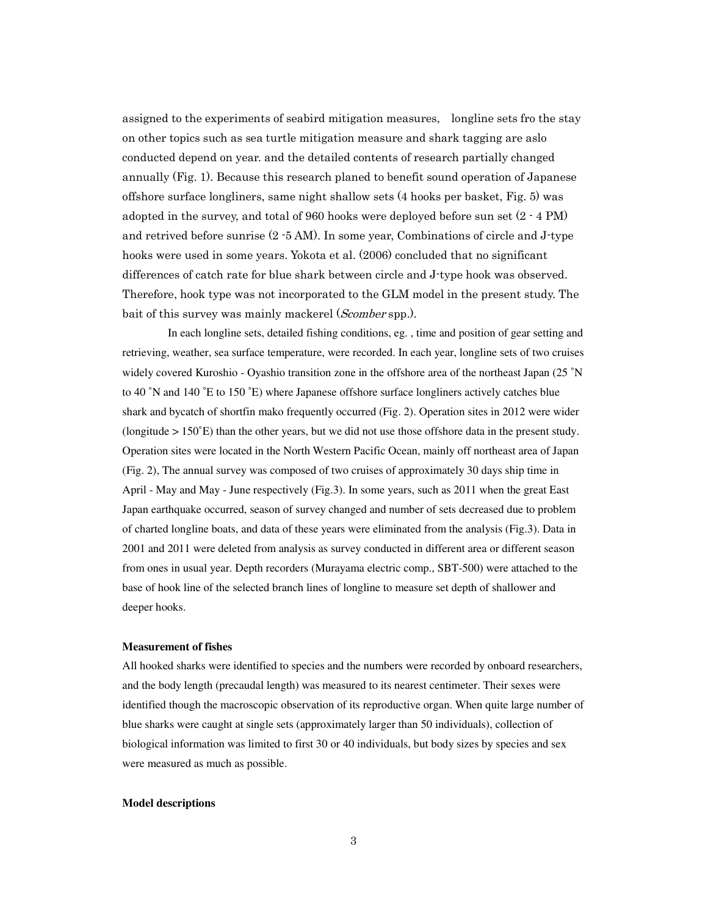assigned to the experiments of seabird mitigation measures,　longline sets fro the stay on other topics such as sea turtle mitigation measure and shark tagging are aslo conducted depend on year. and the detailed contents of research partially changed annually (Fig. 1). Because this research planed to benefit sound operation of Japanese offshore surface longliners, same night shallow sets (4 hooks per basket, Fig. 5) was adopted in the survey, and total of 960 hooks were deployed before sun set (2 - 4 PM) and retrived before sunrise (2 -5 AM). In some year, Combinations of circle and J-type hooks were used in some years. Yokota et al. (2006) concluded that no significant differences of catch rate for blue shark between circle and J-type hook was observed. Therefore, hook type was not incorporated to the GLM model in the present study. The bait of this survey was mainly mackerel (*Scomber* spp.).

In each longline sets, detailed fishing conditions, eg. , time and position of gear setting and retrieving, weather, sea surface temperature, were recorded. In each year, longline sets of two cruises widely covered Kuroshio - Oyashio transition zone in the offshore area of the northeast Japan (25 ˚N to 40 ˚N and 140 ˚E to 150 ˚E) where Japanese offshore surface longliners actively catches blue shark and bycatch of shortfin mako frequently occurred (Fig. 2). Operation sites in 2012 were wider (longitude > 150˚E) than the other years, but we did not use those offshore data in the present study. Operation sites were located in the North Western Pacific Ocean, mainly off northeast area of Japan (Fig. 2), The annual survey was composed of two cruises of approximately 30 days ship time in April - May and May - June respectively (Fig.3). In some years, such as 2011 when the great East Japan earthquake occurred, season of survey changed and number of sets decreased due to problem of charted longline boats, and data of these years were eliminated from the analysis (Fig.3). Data in 2001 and 2011 were deleted from analysis as survey conducted in different area or different season from ones in usual year. Depth recorders (Murayama electric comp., SBT-500) were attached to the base of hook line of the selected branch lines of longline to measure set depth of shallower and deeper hooks.

### Measurement of fishes

All hooked sharks were identified to species and the numbers were recorded by onboard researchers, and the body length (precaudal length) was measured to its nearest centimeter. Their sexes were identified though the macroscopic observation of its reproductive organ. When quite large number of blue sharks were caught at single sets (approximately larger than 50 individuals), collection of biological information was limited to first 30 or 40 individuals, but body sizes by species and sex were measured as much as possible.

### Model descriptions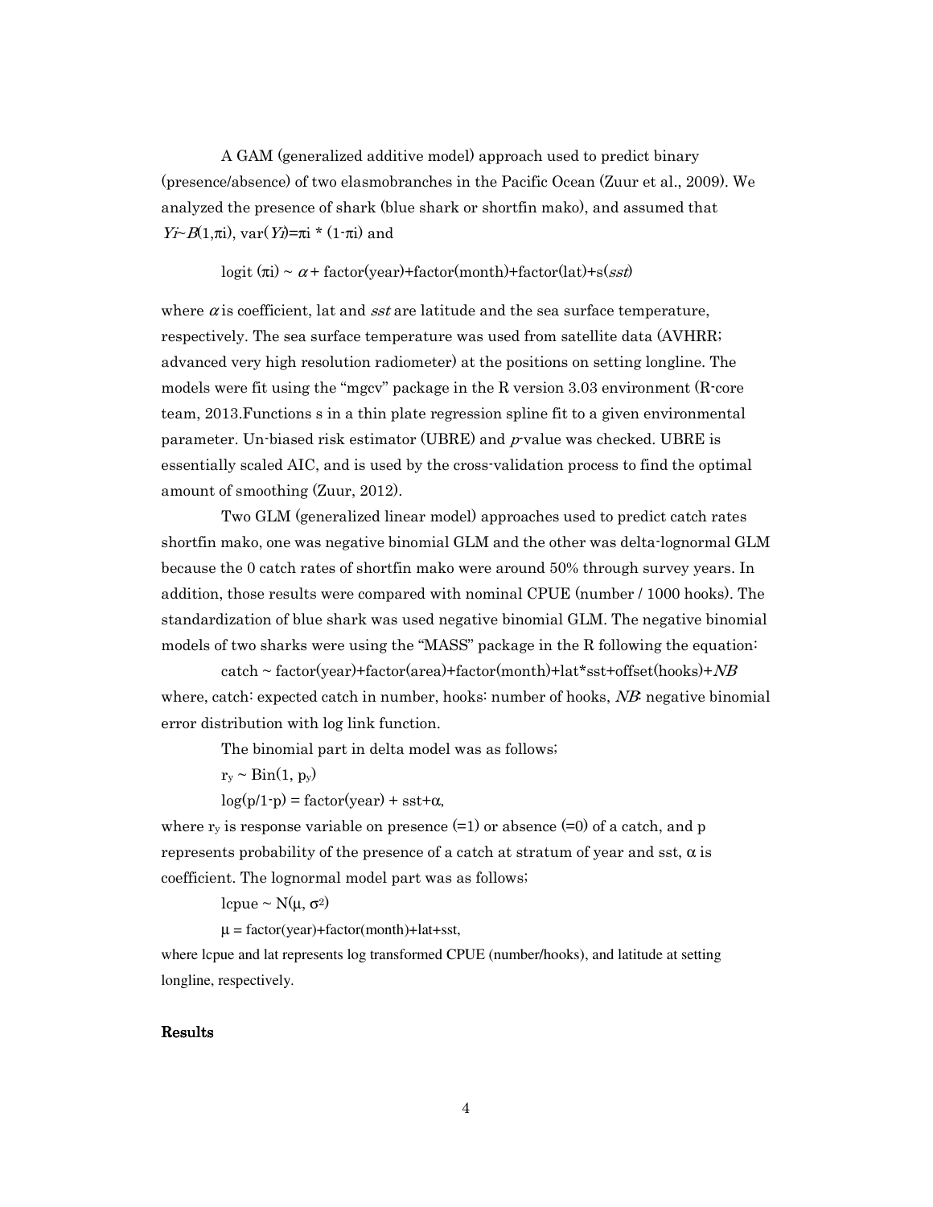A GAM (generalized additive model) approach used to predict binary (presence/absence) of two elasmobranches in the Pacific Ocean (Zuur et al., 2009). We analyzed the presence of shark (blue shark or shortfin mako), and assumed that $Y_i \sim B(1,\pi_i)$, $\mathrm{var}(Y_i)=\pi_i * (1-\pi_i)$ and

$$\mathrm{logit}\ (\pi_i) \sim \alpha + \mathrm{factor(year)}+\mathrm{factor(month)}+\mathrm{factor(lat)}+\mathrm{s}(sst)$$

where $\alpha$ is coefficient, lat and *sst* are latitude and the sea surface temperature, respectively. The sea surface temperature was used from satellite data (AVHRR; advanced very high resolution radiometer) at the positions on setting longline. The models were fit using the "mgcv" package in the R version 3.03 environment (R-core team, 2013.Functions s in a thin plate regression spline fit to a given environmental parameter. Un-biased risk estimator (UBRE) and *p*-value was checked. UBRE is essentially scaled AIC, and is used by the cross-validation process to find the optimal amount of smoothing (Zuur, 2012).

Two GLM (generalized linear model) approaches used to predict catch rates shortfin mako, one was negative binomial GLM and the other was delta-lognormal GLM because the 0 catch rates of shortfin mako were around 50% through survey years. In addition, those results were compared with nominal CPUE (number / 1000 hooks). The standardization of blue shark was used negative binomial GLM. The negative binomial models of two sharks were using the "MASS" package in the R following the equation:

$$\mathrm{catch} \sim \mathrm{factor(year)}+\mathrm{factor(area)}+\mathrm{factor(month)}+\mathrm{lat}*\mathrm{sst}+\mathrm{offset(hooks)}+NB$$

where, catch: expected catch in number, hooks: number of hooks, *NB*: negative binomial error distribution with log link function.

The binomial part in delta model was as follows;

$$r_y \sim \mathrm{Bin}(1,\ p_y)$$

$$\log(p/1\text{-}p) = \mathrm{factor(year)} + \mathrm{sst}+\alpha,$$

where $r_y$ is response variable on presence (=1) or absence (=0) of a catch, and p represents probability of the presence of a catch at stratum of year and sst, $\alpha$ is coefficient. The lognormal model part was as follows;

$$\mathrm{lcpue} \sim \mathrm{N}(\mu,\ \sigma^2)$$

$$\mu = \mathrm{factor(year)}+\mathrm{factor(month)}+\mathrm{lat}+\mathrm{sst},$$

where lcpue and lat represents log transformed CPUE (number/hooks), and latitude at setting longline, respectively.

## Results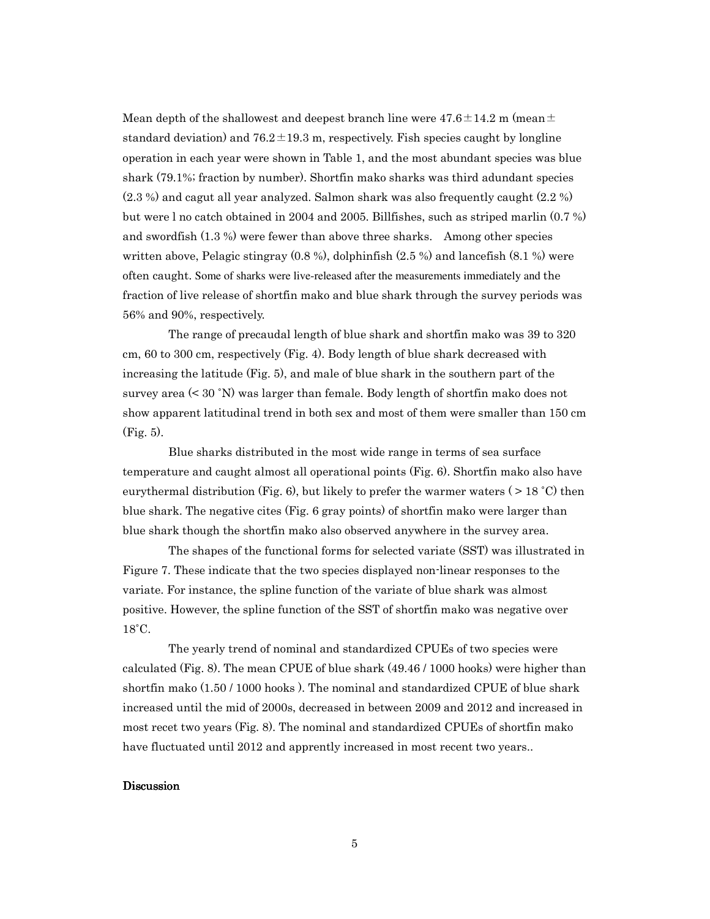Mean depth of the shallowest and deepest branch line were 47.6±14.2 m (mean± standard deviation) and 76.2±19.3 m, respectively. Fish species caught by longline operation in each year were shown in Table 1, and the most abundant species was blue shark (79.1%; fraction by number). Shortfin mako sharks was third adundant species (2.3 %) and cagut all year analyzed. Salmon shark was also frequently caught (2.2 %) but were l no catch obtained in 2004 and 2005. Billfishes, such as striped marlin (0.7 %) and swordfish (1.3 %) were fewer than above three sharks. Among other species written above, Pelagic stingray (0.8 %), dolphinfish (2.5 %) and lancefish (8.1 %) were often caught. Some of sharks were live-released after the measurements immediately and the fraction of live release of shortfin mako and blue shark through the survey periods was 56% and 90%, respectively.

The range of precaudal length of blue shark and shortfin mako was 39 to 320 cm, 60 to 300 cm, respectively (Fig. 4). Body length of blue shark decreased with increasing the latitude (Fig. 5), and male of blue shark in the southern part of the survey area (< 30 ˚N) was larger than female. Body length of shortfin mako does not show apparent latitudinal trend in both sex and most of them were smaller than 150 cm (Fig. 5).

Blue sharks distributed in the most wide range in terms of sea surface temperature and caught almost all operational points (Fig. 6). Shortfin mako also have eurythermal distribution (Fig. 6), but likely to prefer the warmer waters ( > 18 ˚C) then blue shark. The negative cites (Fig. 6 gray points) of shortfin mako were larger than blue shark though the shortfin mako also observed anywhere in the survey area.

The shapes of the functional forms for selected variate (SST) was illustrated in Figure 7. These indicate that the two species displayed non-linear responses to the variate. For instance, the spline function of the variate of blue shark was almost positive. However, the spline function of the SST of shortfin mako was negative over 18˚C.

The yearly trend of nominal and standardized CPUEs of two species were calculated (Fig. 8). The mean CPUE of blue shark (49.46 / 1000 hooks) were higher than shortfin mako (1.50 / 1000 hooks ). The nominal and standardized CPUE of blue shark increased until the mid of 2000s, decreased in between 2009 and 2012 and increased in most recet two years (Fig. 8). The nominal and standardized CPUEs of shortfin mako have fluctuated until 2012 and apprently increased in most recent two years..

**Discussion**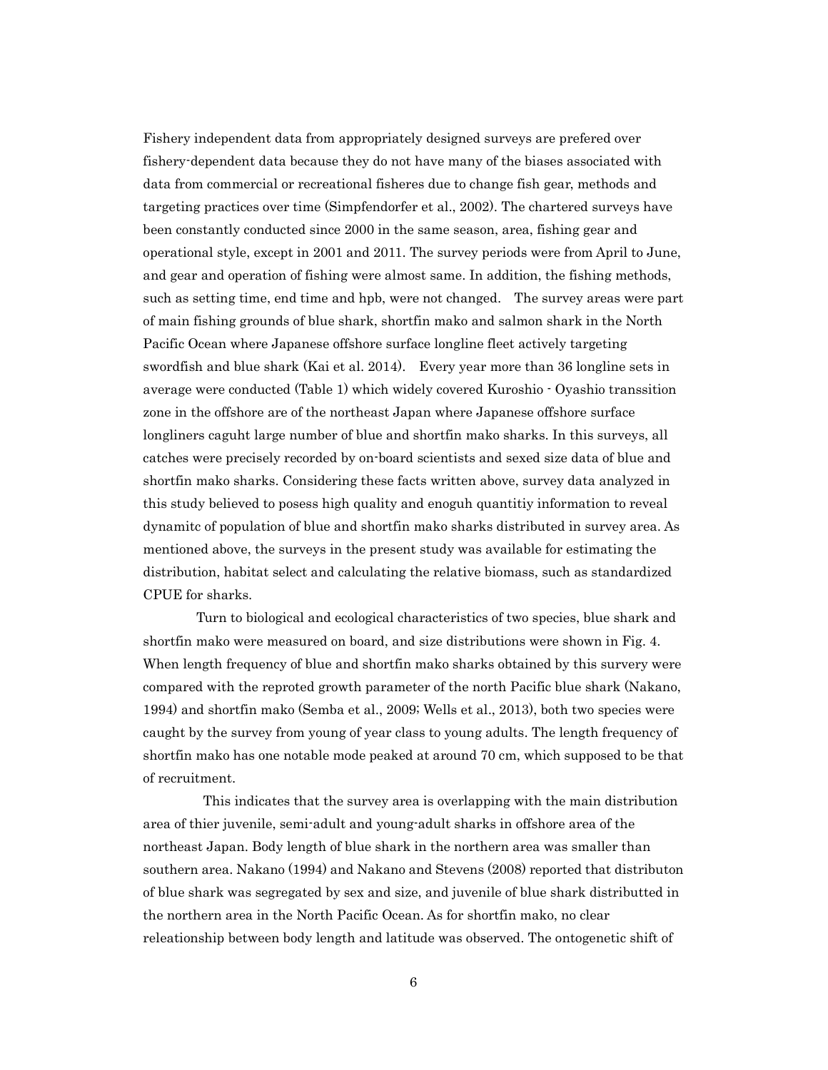Fishery independent data from appropriately designed surveys are prefered over fishery-dependent data because they do not have many of the biases associated with data from commercial or recreational fisheres due to change fish gear, methods and targeting practices over time (Simpfendorfer et al., 2002). The chartered surveys have been constantly conducted since 2000 in the same season, area, fishing gear and operational style, except in 2001 and 2011. The survey periods were from April to June, and gear and operation of fishing were almost same. In addition, the fishing methods, such as setting time, end time and hpb, were not changed. The survey areas were part of main fishing grounds of blue shark, shortfin mako and salmon shark in the North Pacific Ocean where Japanese offshore surface longline fleet actively targeting swordfish and blue shark (Kai et al. 2014). Every year more than 36 longline sets in average were conducted (Table 1) which widely covered Kuroshio - Oyashio transsition zone in the offshore are of the northeast Japan where Japanese offshore surface longliners caguht large number of blue and shortfin mako sharks. In this surveys, all catches were precisely recorded by on-board scientists and sexed size data of blue and shortfin mako sharks. Considering these facts written above, survey data analyzed in this study believed to posess high quality and enoguh quantitiy information to reveal dynamitc of population of blue and shortfin mako sharks distributed in survey area. As mentioned above, the surveys in the present study was available for estimating the distribution, habitat select and calculating the relative biomass, such as standardized CPUE for sharks.

Turn to biological and ecological characteristics of two species, blue shark and shortfin mako were measured on board, and size distributions were shown in Fig. 4. When length frequency of blue and shortfin mako sharks obtained by this survery were compared with the reproted growth parameter of the north Pacific blue shark (Nakano, 1994) and shortfin mako (Semba et al., 2009; Wells et al., 2013), both two species were caught by the survey from young of year class to young adults. The length frequency of shortfin mako has one notable mode peaked at around 70 cm, which supposed to be that of recruitment.

This indicates that the survey area is overlapping with the main distribution area of thier juvenile, semi-adult and young-adult sharks in offshore area of the northeast Japan. Body length of blue shark in the northern area was smaller than southern area. Nakano (1994) and Nakano and Stevens (2008) reported that distributon of blue shark was segregated by sex and size, and juvenile of blue shark distributted in the northern area in the North Pacific Ocean. As for shortfin mako, no clear releationship between body length and latitude was observed. The ontogenetic shift of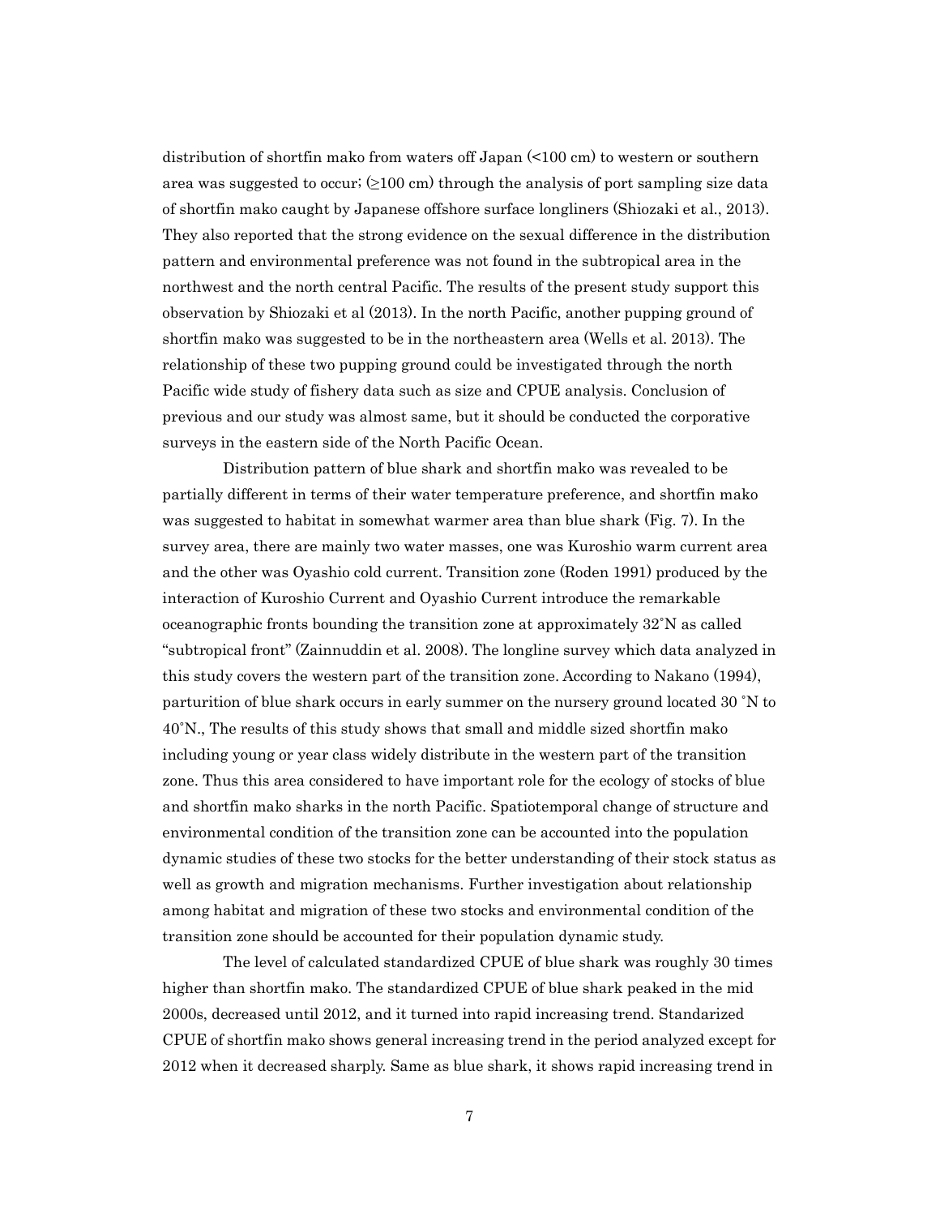distribution of shortfin mako from waters off Japan (<100 cm) to western or southern area was suggested to occur; (≥100 cm) through the analysis of port sampling size data of shortfin mako caught by Japanese offshore surface longliners (Shiozaki et al., 2013). They also reported that the strong evidence on the sexual difference in the distribution pattern and environmental preference was not found in the subtropical area in the northwest and the north central Pacific. The results of the present study support this observation by Shiozaki et al (2013). In the north Pacific, another pupping ground of shortfin mako was suggested to be in the northeastern area (Wells et al. 2013). The relationship of these two pupping ground could be investigated through the north Pacific wide study of fishery data such as size and CPUE analysis. Conclusion of previous and our study was almost same, but it should be conducted the corporative surveys in the eastern side of the North Pacific Ocean.

Distribution pattern of blue shark and shortfin mako was revealed to be partially different in terms of their water temperature preference, and shortfin mako was suggested to habitat in somewhat warmer area than blue shark (Fig. 7). In the survey area, there are mainly two water masses, one was Kuroshio warm current area and the other was Oyashio cold current. Transition zone (Roden 1991) produced by the interaction of Kuroshio Current and Oyashio Current introduce the remarkable oceanographic fronts bounding the transition zone at approximately 32˚N as called "subtropical front" (Zainnuddin et al. 2008). The longline survey which data analyzed in this study covers the western part of the transition zone. According to Nakano (1994), parturition of blue shark occurs in early summer on the nursery ground located 30 ˚N to 40˚N., The results of this study shows that small and middle sized shortfin mako including young or year class widely distribute in the western part of the transition zone. Thus this area considered to have important role for the ecology of stocks of blue and shortfin mako sharks in the north Pacific. Spatiotemporal change of structure and environmental condition of the transition zone can be accounted into the population dynamic studies of these two stocks for the better understanding of their stock status as well as growth and migration mechanisms. Further investigation about relationship among habitat and migration of these two stocks and environmental condition of the transition zone should be accounted for their population dynamic study.

The level of calculated standardized CPUE of blue shark was roughly 30 times higher than shortfin mako. The standardized CPUE of blue shark peaked in the mid 2000s, decreased until 2012, and it turned into rapid increasing trend. Standarized CPUE of shortfin mako shows general increasing trend in the period analyzed except for 2012 when it decreased sharply. Same as blue shark, it shows rapid increasing trend in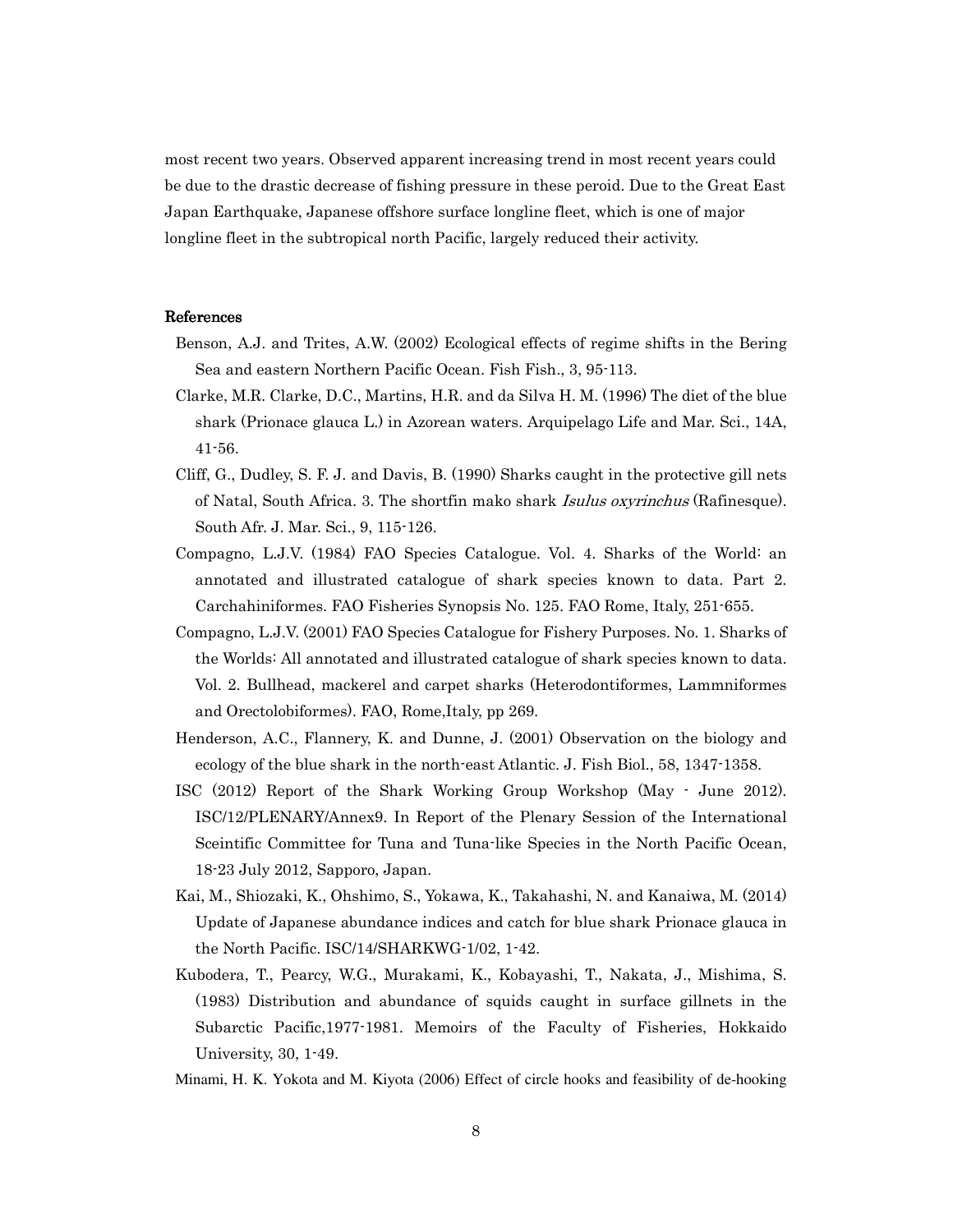most recent two years. Observed apparent increasing trend in most recent years could be due to the drastic decrease of fishing pressure in these peroid. Due to the Great East Japan Earthquake, Japanese offshore surface longline fleet, which is one of major longline fleet in the subtropical north Pacific, largely reduced their activity.

## References

Benson, A.J. and Trites, A.W. (2002) Ecological effects of regime shifts in the Bering Sea and eastern Northern Pacific Ocean. Fish Fish., 3, 95-113.

Clarke, M.R. Clarke, D.C., Martins, H.R. and da Silva H. M. (1996) The diet of the blue shark (Prionace glauca L.) in Azorean waters. Arquipelago Life and Mar. Sci., 14A, 41-56.

Cliff, G., Dudley, S. F. J. and Davis, B. (1990) Sharks caught in the protective gill nets of Natal, South Africa. 3. The shortfin mako shark *Isulus oxyrinchus* (Rafinesque). South Afr. J. Mar. Sci., 9, 115-126.

Compagno, L.J.V. (1984) FAO Species Catalogue. Vol. 4. Sharks of the World: an annotated and illustrated catalogue of shark species known to data. Part 2. Carchahiniformes. FAO Fisheries Synopsis No. 125. FAO Rome, Italy, 251-655.

Compagno, L.J.V. (2001) FAO Species Catalogue for Fishery Purposes. No. 1. Sharks of the Worlds: All annotated and illustrated catalogue of shark species known to data. Vol. 2. Bullhead, mackerel and carpet sharks (Heterodontiformes, Lammniformes and Orectolobiformes). FAO, Rome,Italy, pp 269.

Henderson, A.C., Flannery, K. and Dunne, J. (2001) Observation on the biology and ecology of the blue shark in the north-east Atlantic. J. Fish Biol., 58, 1347-1358.

ISC (2012) Report of the Shark Working Group Workshop (May - June 2012). ISC/12/PLENARY/Annex9. In Report of the Plenary Session of the International Sceintific Committee for Tuna and Tuna-like Species in the North Pacific Ocean, 18-23 July 2012, Sapporo, Japan.

Kai, M., Shiozaki, K., Ohshimo, S., Yokawa, K., Takahashi, N. and Kanaiwa, M. (2014) Update of Japanese abundance indices and catch for blue shark Prionace glauca in the North Pacific. ISC/14/SHARKWG-1/02, 1-42.

Kubodera, T., Pearcy, W.G., Murakami, K., Kobayashi, T., Nakata, J., Mishima, S. (1983) Distribution and abundance of squids caught in surface gillnets in the Subarctic Pacific,1977-1981. Memoirs of the Faculty of Fisheries, Hokkaido University, 30, 1-49.

Minami, H. K. Yokota and M. Kiyota (2006) Effect of circle hooks and feasibility of de-hooking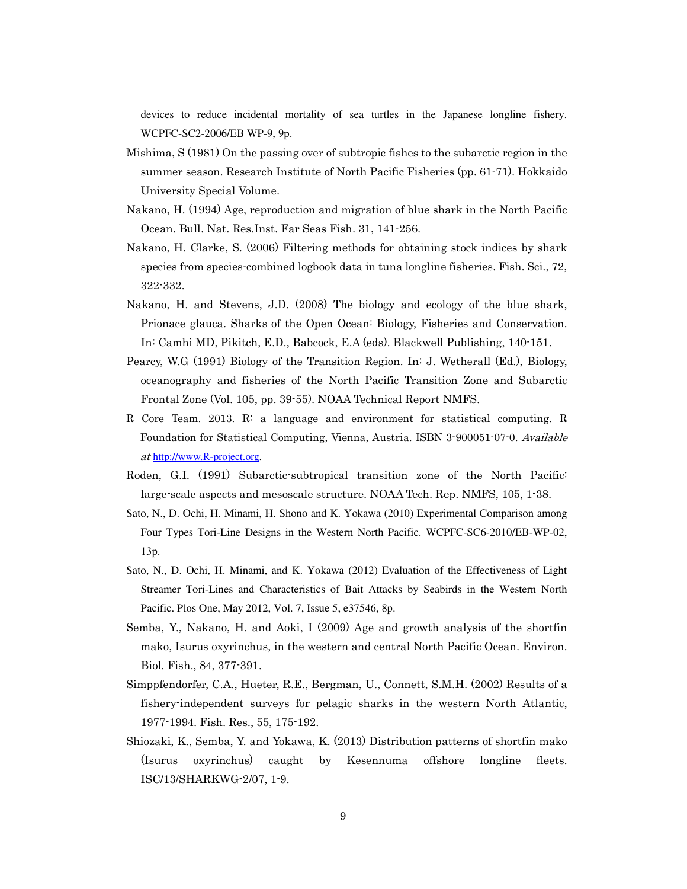devices to reduce incidental mortality of sea turtles in the Japanese longline fishery. WCPFC-SC2-2006/EB WP-9, 9p.

Mishima, S (1981) On the passing over of subtropic fishes to the subarctic region in the summer season. Research Institute of North Pacific Fisheries (pp. 61-71). Hokkaido University Special Volume.

Nakano, H. (1994) Age, reproduction and migration of blue shark in the North Pacific Ocean. Bull. Nat. Res.Inst. Far Seas Fish. 31, 141-256.

Nakano, H. Clarke, S. (2006) Filtering methods for obtaining stock indices by shark species from species-combined logbook data in tuna longline fisheries. Fish. Sci., 72, 322-332.

Nakano, H. and Stevens, J.D. (2008) The biology and ecology of the blue shark, Prionace glauca. Sharks of the Open Ocean: Biology, Fisheries and Conservation. In: Camhi MD, Pikitch, E.D., Babcock, E.A (eds). Blackwell Publishing, 140-151.

Pearcy, W.G (1991) Biology of the Transition Region. In: J. Wetherall (Ed.), Biology, oceanography and fisheries of the North Pacific Transition Zone and Subarctic Frontal Zone (Vol. 105, pp. 39-55). NOAA Technical Report NMFS.

R Core Team. 2013. R: a language and environment for statistical computing. R Foundation for Statistical Computing, Vienna, Austria. ISBN 3-900051-07-0. *Available at* http://www.R-project.org.

Roden, G.I. (1991) Subarctic-subtropical transition zone of the North Pacific: large-scale aspects and mesoscale structure. NOAA Tech. Rep. NMFS, 105, 1-38.

Sato, N., D. Ochi, H. Minami, H. Shono and K. Yokawa (2010) Experimental Comparison among Four Types Tori-Line Designs in the Western North Pacific. WCPFC-SC6-2010/EB-WP-02, 13p.

Sato, N., D. Ochi, H. Minami, and K. Yokawa (2012) Evaluation of the Effectiveness of Light Streamer Tori-Lines and Characteristics of Bait Attacks by Seabirds in the Western North Pacific. Plos One, May 2012, Vol. 7, Issue 5, e37546, 8p.

Semba, Y., Nakano, H. and Aoki, I (2009) Age and growth analysis of the shortfin mako, Isurus oxyrinchus, in the western and central North Pacific Ocean. Environ. Biol. Fish., 84, 377-391.

Simppfendorfer, C.A., Hueter, R.E., Bergman, U., Connett, S.M.H. (2002) Results of a fishery-independent surveys for pelagic sharks in the western North Atlantic, 1977-1994. Fish. Res., 55, 175-192.

Shiozaki, K., Semba, Y. and Yokawa, K. (2013) Distribution patterns of shortfin mako (Isurus oxyrinchus) caught by Kesennuma offshore longline fleets. ISC/13/SHARKWG-2/07, 1-9.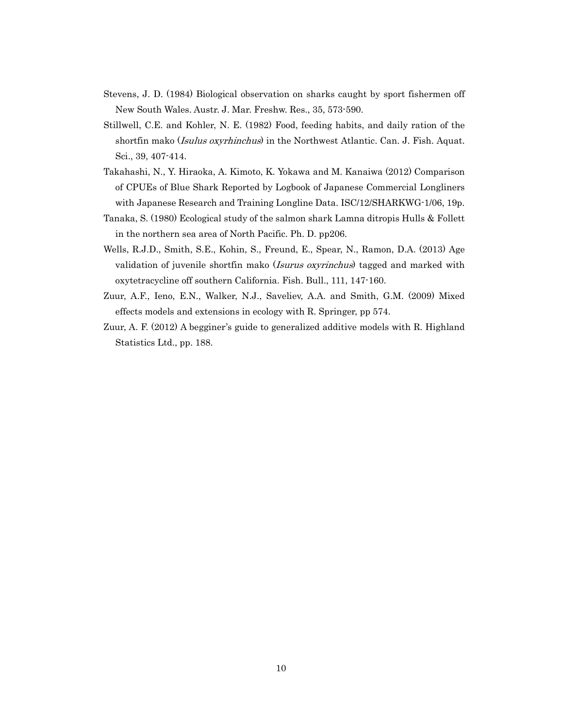Stevens, J. D. (1984) Biological observation on sharks caught by sport fishermen off New South Wales. Austr. J. Mar. Freshw. Res., 35, 573-590.

Stillwell, C.E. and Kohler, N. E. (1982) Food, feeding habits, and daily ration of the shortfin mako (*Isulus oxyrhinchus*) in the Northwest Atlantic. Can. J. Fish. Aquat. Sci., 39, 407-414.

Takahashi, N., Y. Hiraoka, A. Kimoto, K. Yokawa and M. Kanaiwa (2012) Comparison of CPUEs of Blue Shark Reported by Logbook of Japanese Commercial Longliners with Japanese Research and Training Longline Data. ISC/12/SHARKWG-1/06, 19p.

Tanaka, S. (1980) Ecological study of the salmon shark Lamna ditropis Hulls & Follett in the northern sea area of North Pacific. Ph. D. pp206.

Wells, R.J.D., Smith, S.E., Kohin, S., Freund, E., Spear, N., Ramon, D.A. (2013) Age validation of juvenile shortfin mako (*Isurus oxyrinchus*) tagged and marked with oxytetracycline off southern California. Fish. Bull., 111, 147-160.

Zuur, A.F., Ieno, E.N., Walker, N.J., Saveliev, A.A. and Smith, G.M. (2009) Mixed effects models and extensions in ecology with R. Springer, pp 574.

Zuur, A. F. (2012) A begginer's guide to generalized additive models with R. Highland Statistics Ltd., pp. 188.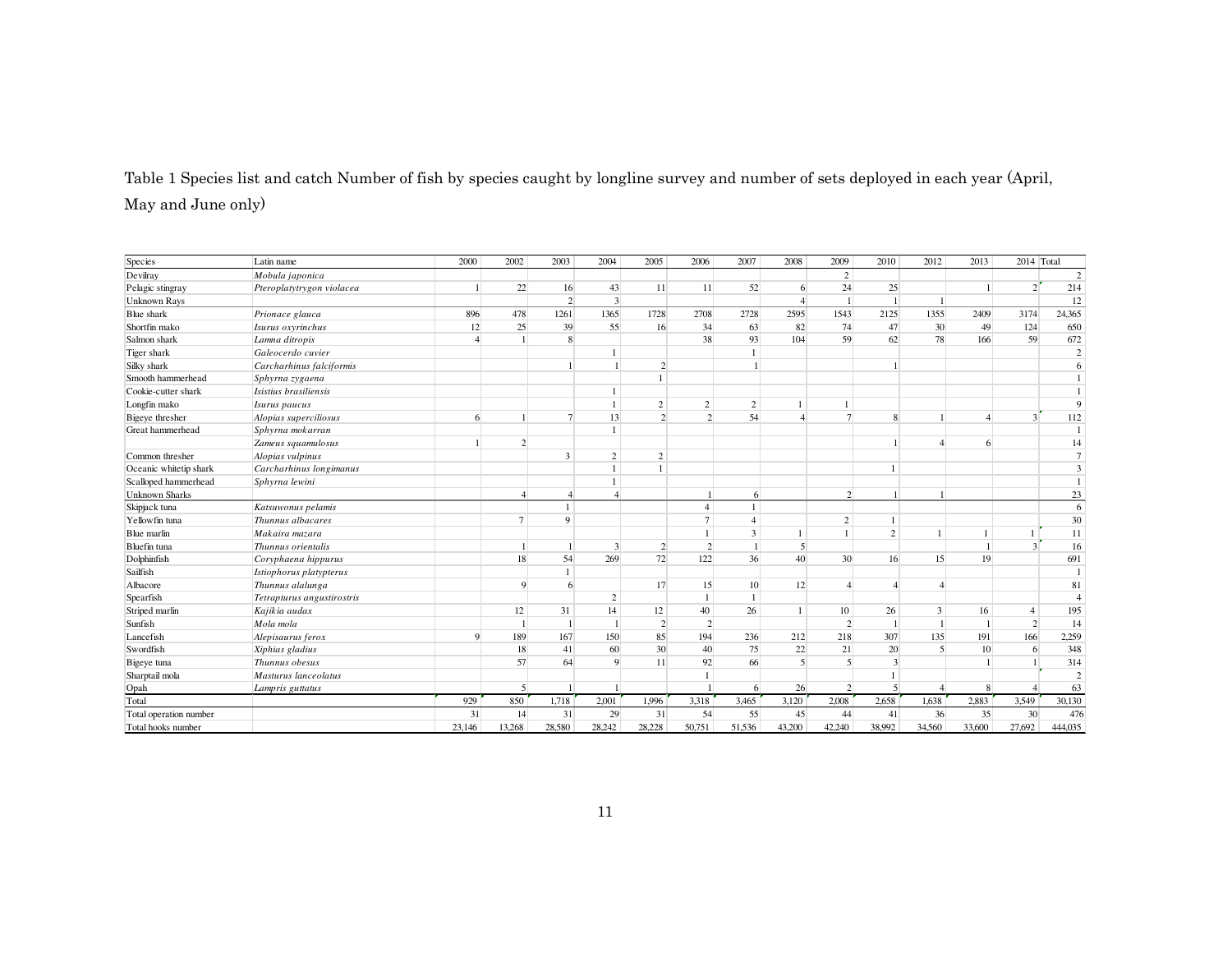Table 1 Species list and catch Number of fish by species caught by longline survey and number of sets deployed in each year (April, May and June only)

| Species | Latin name | 2000 | 2002 | 2003 | 2004 | 2005 | 2006 | 2007 | 2008 | 2009 | 2010 | 2012 | 2013 | 2014 | Total |
|---|---|---|---|---|---|---|---|---|---|---|---|---|---|---|---|
| Devilray | *Mobula japonica* | | | | | | | | | 2 | | | | | 2 |
| Pelagic stingray | *Pteroplatytrygon violacea* | 1 | 22 | 16 | 43 | 11 | 11 | 52 | 6 | 24 | 25 | | 1 | 2 | 214 |
| Unknown Rays | | | | 2 | 3 | | | | 4 | 1 | 1 | 1 | | | 12 |
| Blue shark | *Prionace glauca* | 896 | 478 | 1261 | 1365 | 1728 | 2708 | 2728 | 2595 | 1543 | 2125 | 1355 | 2409 | 3174 | 24,365 |
| Shortfin mako | *Isurus oxyrinchus* | 12 | 25 | 39 | 55 | 16 | 34 | 63 | 82 | 74 | 47 | 30 | 49 | 124 | 650 |
| Salmon shark | *Lamna ditropis* | 4 | 1 | 8 | | | 38 | 93 | 104 | 59 | 62 | 78 | 166 | 59 | 672 |
| Tiger shark | *Galeocerdo cuvier* | | | | 1 | | | 1 | | | | | | | 2 |
| Silky shark | *Carcharhinus falciformis* | | | 1 | 1 | 2 | | 1 | | | 1 | | | | 6 |
| Smooth hammerhead | *Sphyrna zygaena* | | | | | 1 | | | | | | | | | 1 |
| Cookie-cutter shark | *Isistius brasiliensis* | | | | 1 | | | | | | | | | | 1 |
| Longfin mako | *Isurus paucus* | | | | 1 | 2 | 2 | 2 | 1 | 1 | | | | | 9 |
| Bigeye thresher | *Alopias superciliosus* | 6 | 1 | 7 | 13 | 2 | 2 | 54 | 4 | 7 | 8 | 1 | 4 | 3 | 112 |
| Great hammerhead | *Sphyrna mokarran* | | | | 1 | | | | | | | | | | 1 |
| | *Zameus squamulosus* | 1 | 2 | | | | | | | | 1 | 4 | 6 | | 14 |
| Common thresher | *Alopias vulpinus* | | | 3 | 2 | 2 | | | | | | | | | 7 |
| Oceanic whitetip shark | *Carcharhinus longimanus* | | | | 1 | 1 | | | | | 1 | | | | 3 |
| Scalloped hammerhead | *Sphyrna lewini* | | | | 1 | | | | | | | | | | 1 |
| Unknown Sharks | | | 4 | 4 | 4 | | 1 | 6 | | 2 | 1 | 1 | | | 23 |
| Skipjack tuna | *Katsuwonus pelamis* | | | 1 | | | 4 | 1 | | | | | | | 6 |
| Yellowfin tuna | *Thunnus albacares* | | 7 | 9 | | | 7 | 4 | | 2 | 1 | | | | 30 |
| Blue marlin | *Makaira mazara* | | | | | | 1 | 3 | 1 | 1 | 2 | 1 | 1 | 1 | 11 |
| Bluefin tuna | *Thunnus orientalis* | | 1 | 1 | 3 | 2 | 2 | 1 | 5 | | | | 1 | 3 | 16 |
| Dolphinfish | *Coryphaena hippurus* | | 18 | 54 | 269 | 72 | 122 | 36 | 40 | 30 | 16 | 15 | 19 | | 691 |
| Sailfish | *Istiophorus platypterus* | | | 1 | | | | | | | | | | | 1 |
| Albacore | *Thunnus alalunga* | | 9 | 6 | | 17 | 15 | 10 | 12 | 4 | 4 | 4 | | | 81 |
| Spearfish | *Tetrapturus angustirostris* | | | | 2 | | 1 | 1 | | | | | | | 4 |
| Striped marlin | *Kajikia audax* | | 12 | 31 | 14 | 12 | 40 | 26 | 1 | 10 | 26 | 3 | 16 | 4 | 195 |
| Sunfish | *Mola mola* | | 1 | 1 | 1 | 2 | 2 | | | 2 | 1 | 1 | 1 | 2 | 14 |
| Lancefish | *Alepisaurus ferox* | 9 | 189 | 167 | 150 | 85 | 194 | 236 | 212 | 218 | 307 | 135 | 191 | 166 | 2,259 |
| Swordfish | *Xiphias gladius* | | 18 | 41 | 60 | 30 | 40 | 75 | 22 | 21 | 20 | 5 | 10 | 6 | 348 |
| Bigeye tuna | *Thunnus obesus* | | 57 | 64 | 9 | 11 | 92 | 66 | 5 | 5 | 3 | | 1 | 1 | 314 |
| Sharptail mola | *Masturus lanceolatus* | | | | | | 1 | | | | 1 | | | | 2 |
| Opah | *Lampris guttatus* | | 5 | 1 | 1 | | 1 | 6 | 26 | 2 | 5 | 4 | 8 | 4 | 63 |
| Total | | 929 | 850 | 1,718 | 2,001 | 1,996 | 3,318 | 3,465 | 3,120 | 2,008 | 2,658 | 1,638 | 2,883 | 3,549 | 30,130 |
| Total operation number | | 31 | 14 | 31 | 29 | 31 | 54 | 55 | 45 | 44 | 41 | 36 | 35 | 30 | 476 |
| Total hooks number | | 23,146 | 13,268 | 28,580 | 28,242 | 28,228 | 50,751 | 51,536 | 43,200 | 42,240 | 38,992 | 34,560 | 33,600 | 27,692 | 444,035 |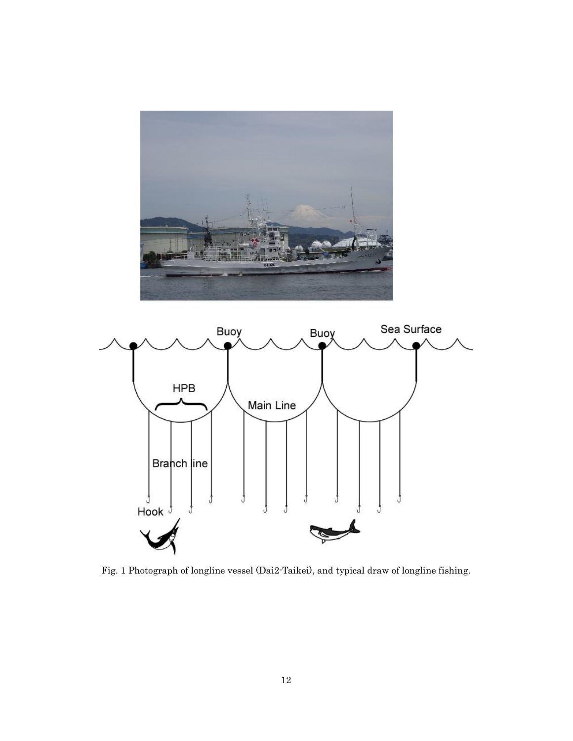Fig. 1 Photograph of longline vessel (Dai2-Taikei), and typical draw of longline fishing.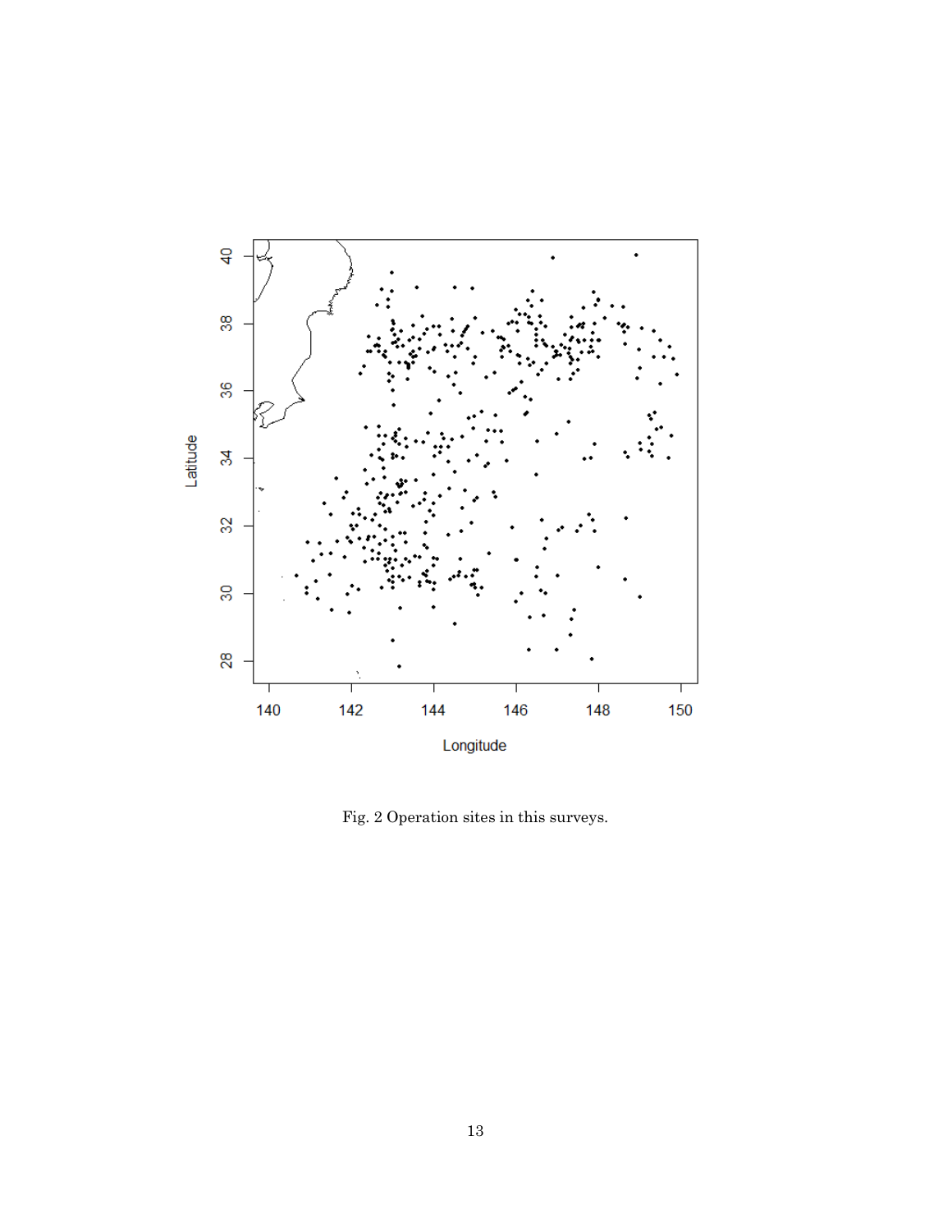Fig. 2 Operation sites in this surveys.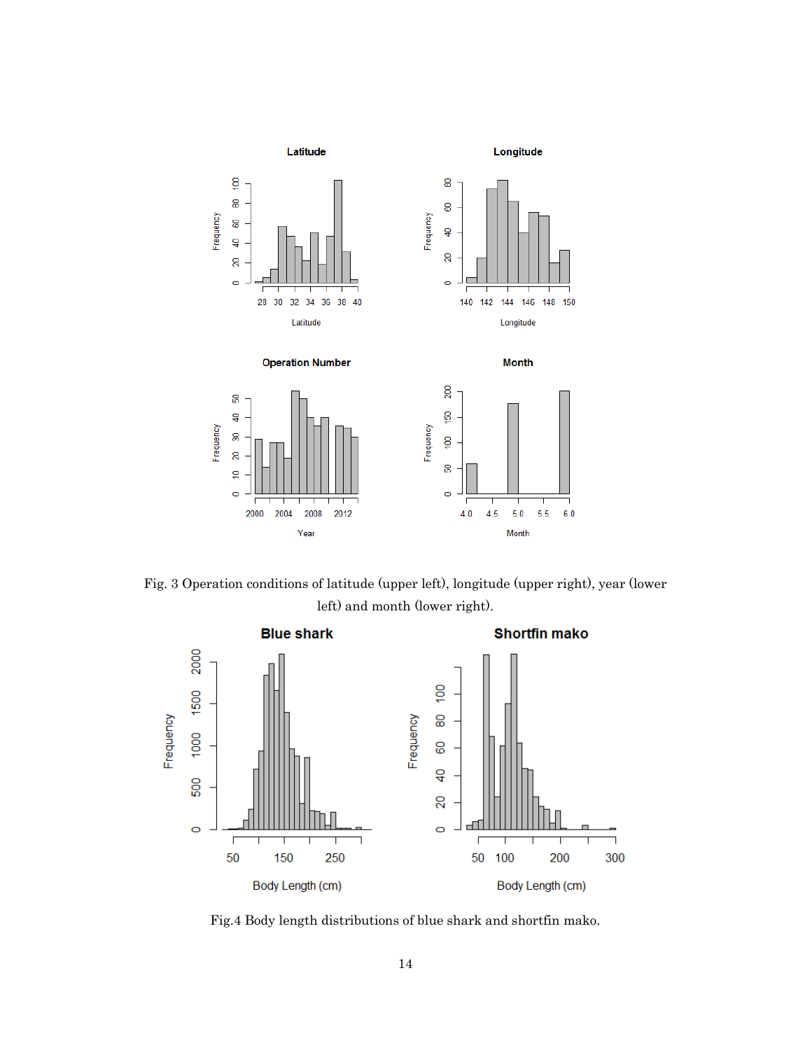Fig. 3 Operation conditions of latitude (upper left), longitude (upper right), year (lower left) and month (lower right).

Fig.4 Body length distributions of blue shark and shortfin mako.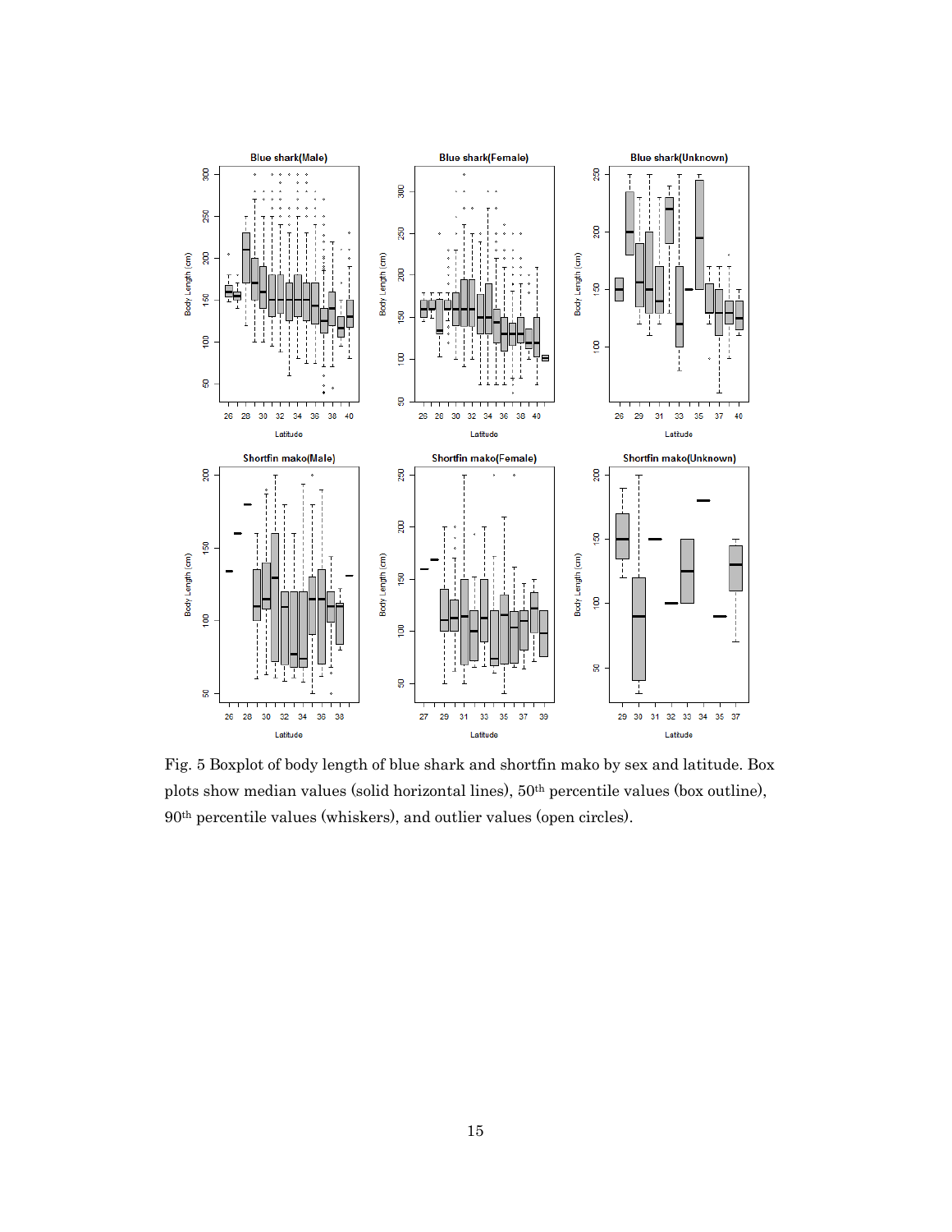Fig. 5 Boxplot of body length of blue shark and shortfin mako by sex and latitude. Box plots show median values (solid horizontal lines), 50th percentile values (box outline), 90th percentile values (whiskers), and outlier values (open circles).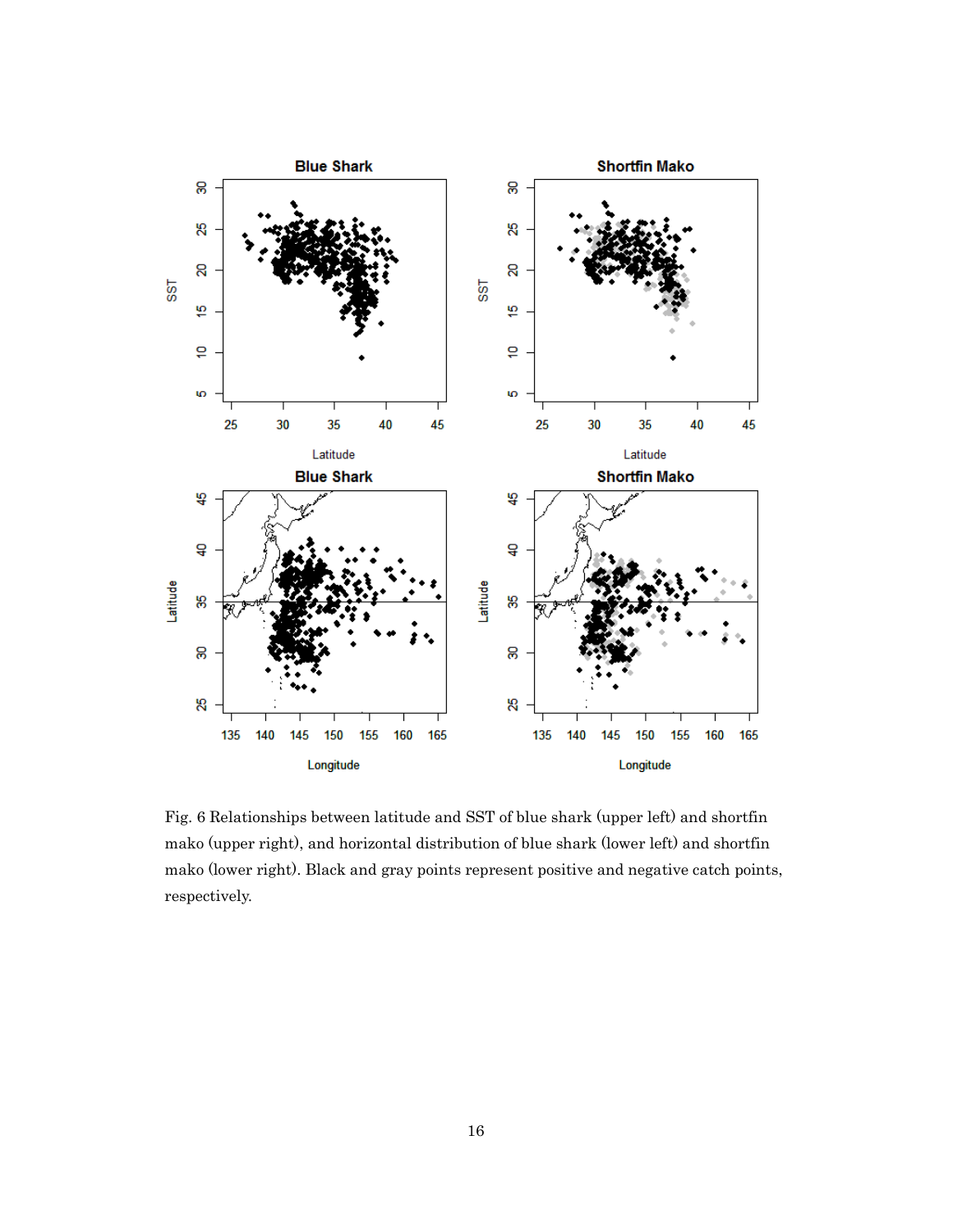Fig. 6 Relationships between latitude and SST of blue shark (upper left) and shortfin mako (upper right), and horizontal distribution of blue shark (lower left) and shortfin mako (lower right). Black and gray points represent positive and negative catch points, respectively.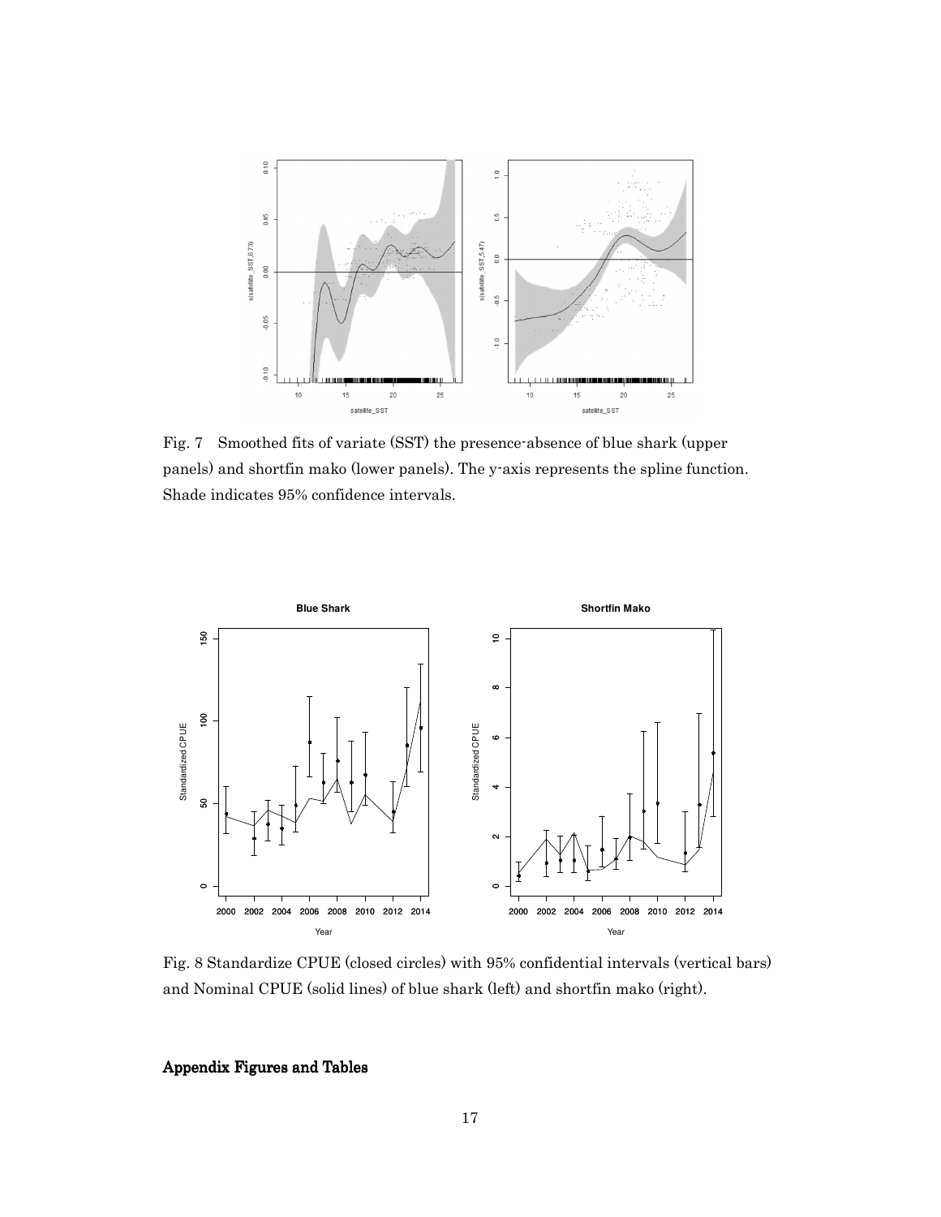Fig. 7 Smoothed fits of variate (SST) the presence-absence of blue shark (upper panels) and shortfin mako (lower panels). The y-axis represents the spline function. Shade indicates 95% confidence intervals.

Fig. 8 Standardize CPUE (closed circles) with 95% confidential intervals (vertical bars) and Nominal CPUE (solid lines) of blue shark (left) and shortfin mako (right).

## Appendix Figures and Tables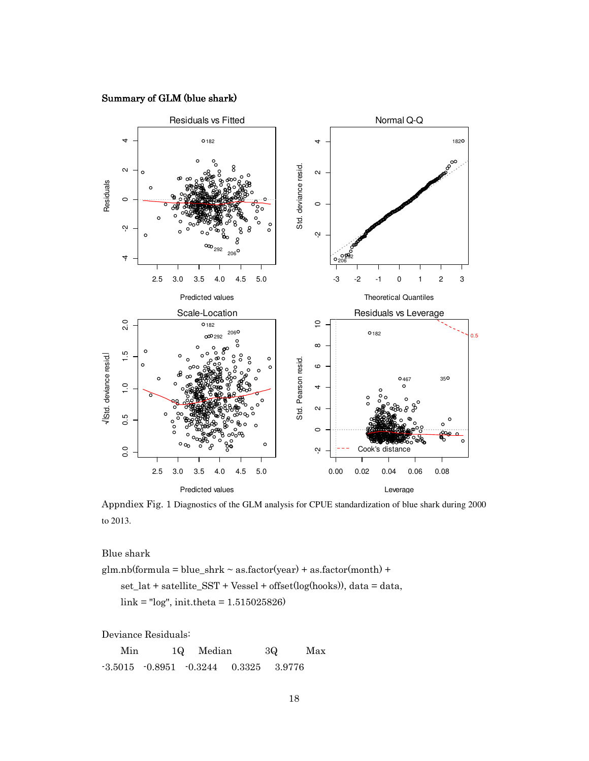**Summary of GLM (blue shark)**

Appndiex Fig. 1 Diagnostics of the GLM analysis for CPUE standardization of blue shark during 2000 to 2013.

Blue shark

```
glm.nb(formula = blue_shrk ~ as.factor(year) + as.factor(month) +
    set_lat + satellite_SST + Vessel + offset(log(hooks)), data = data,
    link = "log", init.theta = 1.515025826)
```

Deviance Residuals:

| Min | 1Q | Median | 3Q | Max |
|---|---|---|---|---|
| -3.5015 | -0.8951 | -0.3244 | 0.3325 | 3.9776 |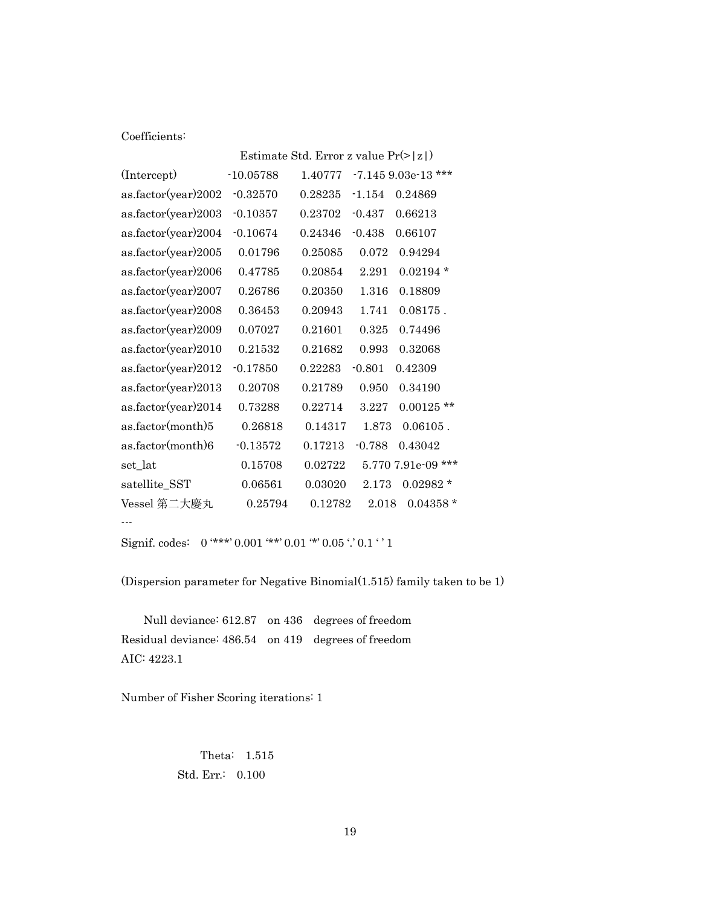Coefficients:

| | Estimate | Std. Error | z value | Pr(>\|z\|) | |
|---|---|---|---|---|---|
| (Intercept) | -10.05788 | 1.40777 | -7.145 | 9.03e-13 | *** |
| as.factor(year)2002 | -0.32570 | 0.28235 | -1.154 | 0.24869 | |
| as.factor(year)2003 | -0.10357 | 0.23702 | -0.437 | 0.66213 | |
| as.factor(year)2004 | -0.10674 | 0.24346 | -0.438 | 0.66107 | |
| as.factor(year)2005 | 0.01796 | 0.25085 | 0.072 | 0.94294 | |
| as.factor(year)2006 | 0.47785 | 0.20854 | 2.291 | 0.02194 | * |
| as.factor(year)2007 | 0.26786 | 0.20350 | 1.316 | 0.18809 | |
| as.factor(year)2008 | 0.36453 | 0.20943 | 1.741 | 0.08175 | . |
| as.factor(year)2009 | 0.07027 | 0.21601 | 0.325 | 0.74496 | |
| as.factor(year)2010 | 0.21532 | 0.21682 | 0.993 | 0.32068 | |
| as.factor(year)2012 | -0.17850 | 0.22283 | -0.801 | 0.42309 | |
| as.factor(year)2013 | 0.20708 | 0.21789 | 0.950 | 0.34190 | |
| as.factor(year)2014 | 0.73288 | 0.22714 | 3.227 | 0.00125 | ** |
| as.factor(month)5 | 0.26818 | 0.14317 | 1.873 | 0.06105 | . |
| as.factor(month)6 | -0.13572 | 0.17213 | -0.788 | 0.43042 | |
| set_lat | 0.15708 | 0.02722 | 5.770 | 7.91e-09 | *** |
| satellite_SST | 0.06561 | 0.03020 | 2.173 | 0.02982 | * |
| Vessel 第二大慶丸 | 0.25794 | 0.12782 | 2.018 | 0.04358 | * |

---

Signif. codes: 0 '***' 0.001 '**' 0.01 '*' 0.05 '.' 0.1 ' ' 1

(Dispersion parameter for Negative Binomial(1.515) family taken to be 1)

Null deviance: 612.87 on 436 degrees of freedom
Residual deviance: 486.54 on 419 degrees of freedom
AIC: 4223.1

Number of Fisher Scoring iterations: 1

Theta: 1.515
Std. Err.: 0.100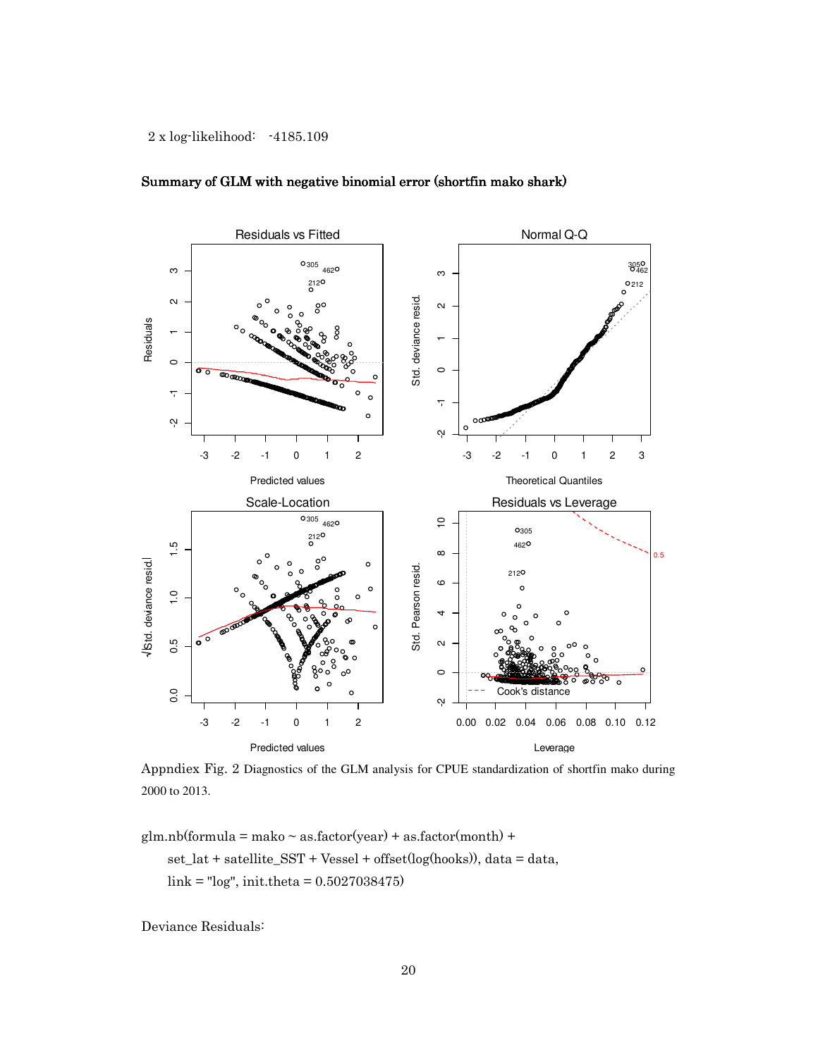2 x log-likelihood: -4185.109

**Summary of GLM with negative binomial error (shortfin mako shark)**

Appndiex Fig. 2 Diagnostics of the GLM analysis for CPUE standardization of shortfin mako during 2000 to 2013.

```
glm.nb(formula = mako ~ as.factor(year) + as.factor(month) +
    set_lat + satellite_SST + Vessel + offset(log(hooks)), data = data,
    link = "log", init.theta = 0.5027038475)
```

Deviance Residuals: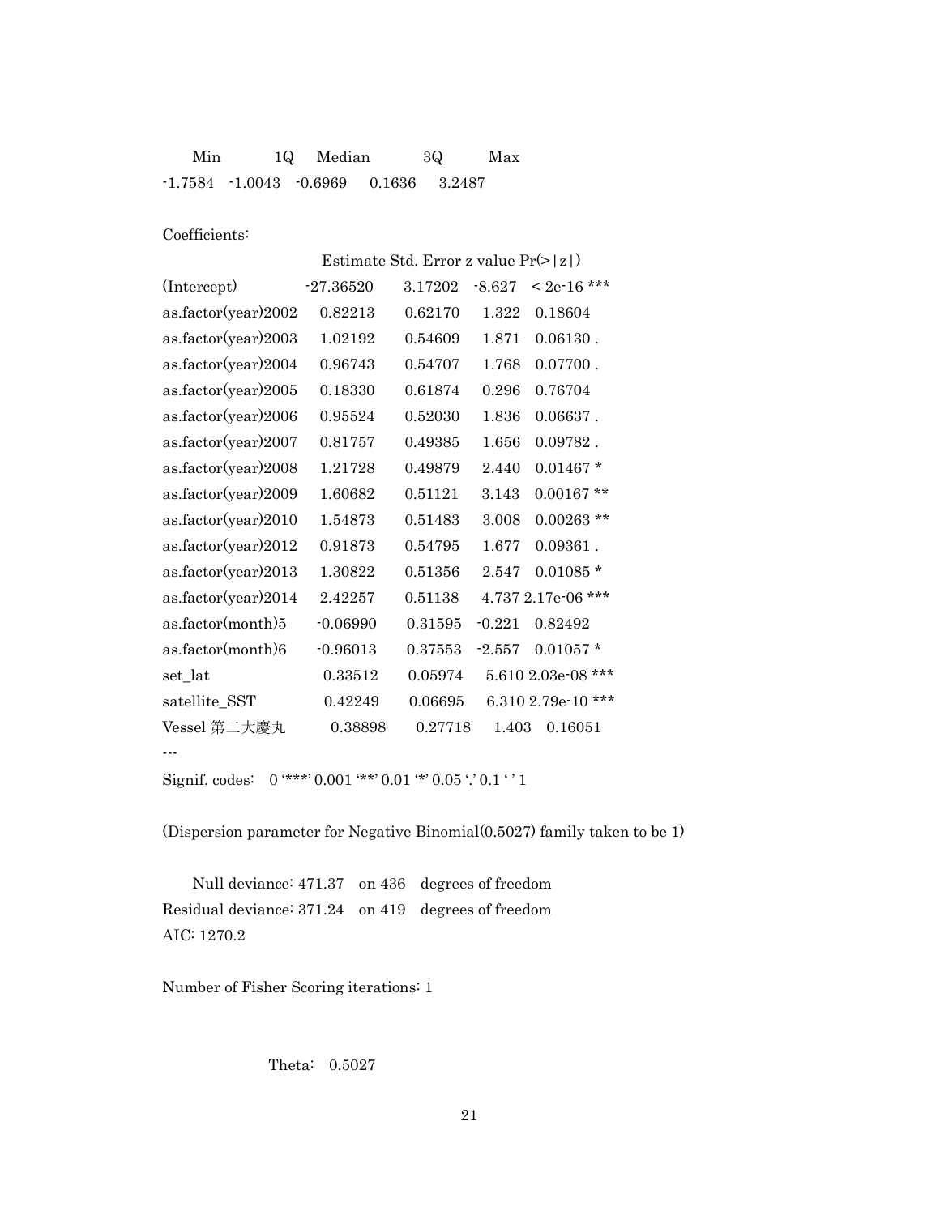| Min | 1Q | Median | 3Q | Max |
|---|---|---|---|---|
| -1.7584 | -1.0043 | -0.6969 | 0.1636 | 3.2487 |

Coefficients:

| | Estimate | Std. Error | z value | Pr(>\|z\|) | |
|---|---|---|---|---|---|
| (Intercept) | -27.36520 | 3.17202 | -8.627 | < 2e-16 | *** |
| as.factor(year)2002 | 0.82213 | 0.62170 | 1.322 | 0.18604 | |
| as.factor(year)2003 | 1.02192 | 0.54609 | 1.871 | 0.06130 | . |
| as.factor(year)2004 | 0.96743 | 0.54707 | 1.768 | 0.07700 | . |
| as.factor(year)2005 | 0.18330 | 0.61874 | 0.296 | 0.76704 | |
| as.factor(year)2006 | 0.95524 | 0.52030 | 1.836 | 0.06637 | . |
| as.factor(year)2007 | 0.81757 | 0.49385 | 1.656 | 0.09782 | . |
| as.factor(year)2008 | 1.21728 | 0.49879 | 2.440 | 0.01467 | * |
| as.factor(year)2009 | 1.60682 | 0.51121 | 3.143 | 0.00167 | ** |
| as.factor(year)2010 | 1.54873 | 0.51483 | 3.008 | 0.00263 | ** |
| as.factor(year)2012 | 0.91873 | 0.54795 | 1.677 | 0.09361 | . |
| as.factor(year)2013 | 1.30822 | 0.51356 | 2.547 | 0.01085 | * |
| as.factor(year)2014 | 2.42257 | 0.51138 | 4.737 | 2.17e-06 | *** |
| as.factor(month)5 | -0.06990 | 0.31595 | -0.221 | 0.82492 | |
| as.factor(month)6 | -0.96013 | 0.37553 | -2.557 | 0.01057 | * |
| set_lat | 0.33512 | 0.05974 | 5.610 | 2.03e-08 | *** |
| satellite_SST | 0.42249 | 0.06695 | 6.310 | 2.79e-10 | *** |
| Vessel 第二大慶丸 | 0.38898 | 0.27718 | 1.403 | 0.16051 | |

---

Signif. codes: 0 '***' 0.001 '**' 0.01 '*' 0.05 '.' 0.1 ' ' 1

(Dispersion parameter for Negative Binomial(0.5027) family taken to be 1)

Null deviance: 471.37 on 436 degrees of freedom
Residual deviance: 371.24 on 419 degrees of freedom
AIC: 1270.2

Number of Fisher Scoring iterations: 1

Theta: 0.5027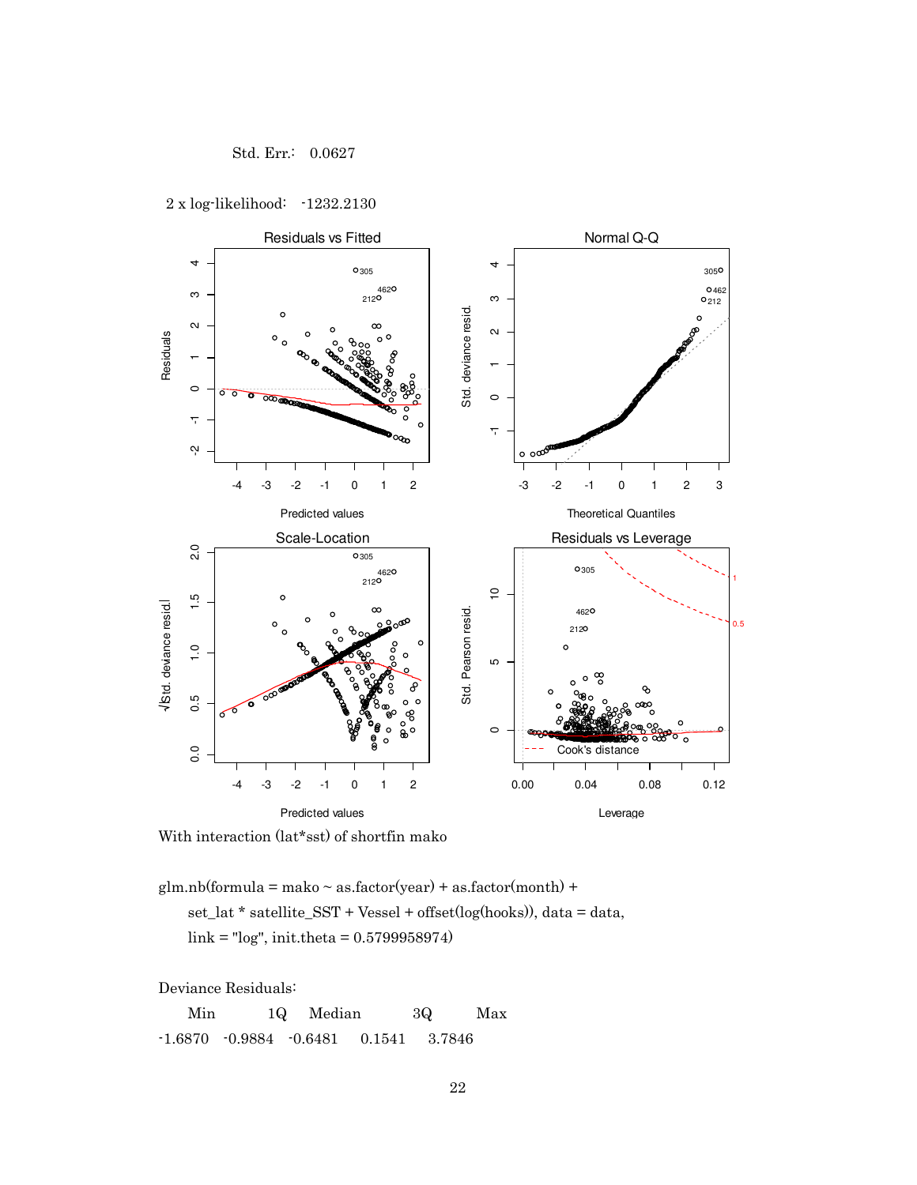Std. Err.:  0.0627

2 x log-likelihood:  -1232.2130

With interaction (lat*sst) of shortfin mako

```
glm.nb(formula = mako ~ as.factor(year) + as.factor(month) +
    set_lat * satellite_SST + Vessel + offset(log(hooks)), data = data,
    link = "log", init.theta = 0.5799958974)
```

Deviance Residuals:

| Min | 1Q | Median | 3Q | Max |
|---|---|---|---|---|
| -1.6870 | -0.9884 | -0.6481 | 0.1541 | 3.7846 |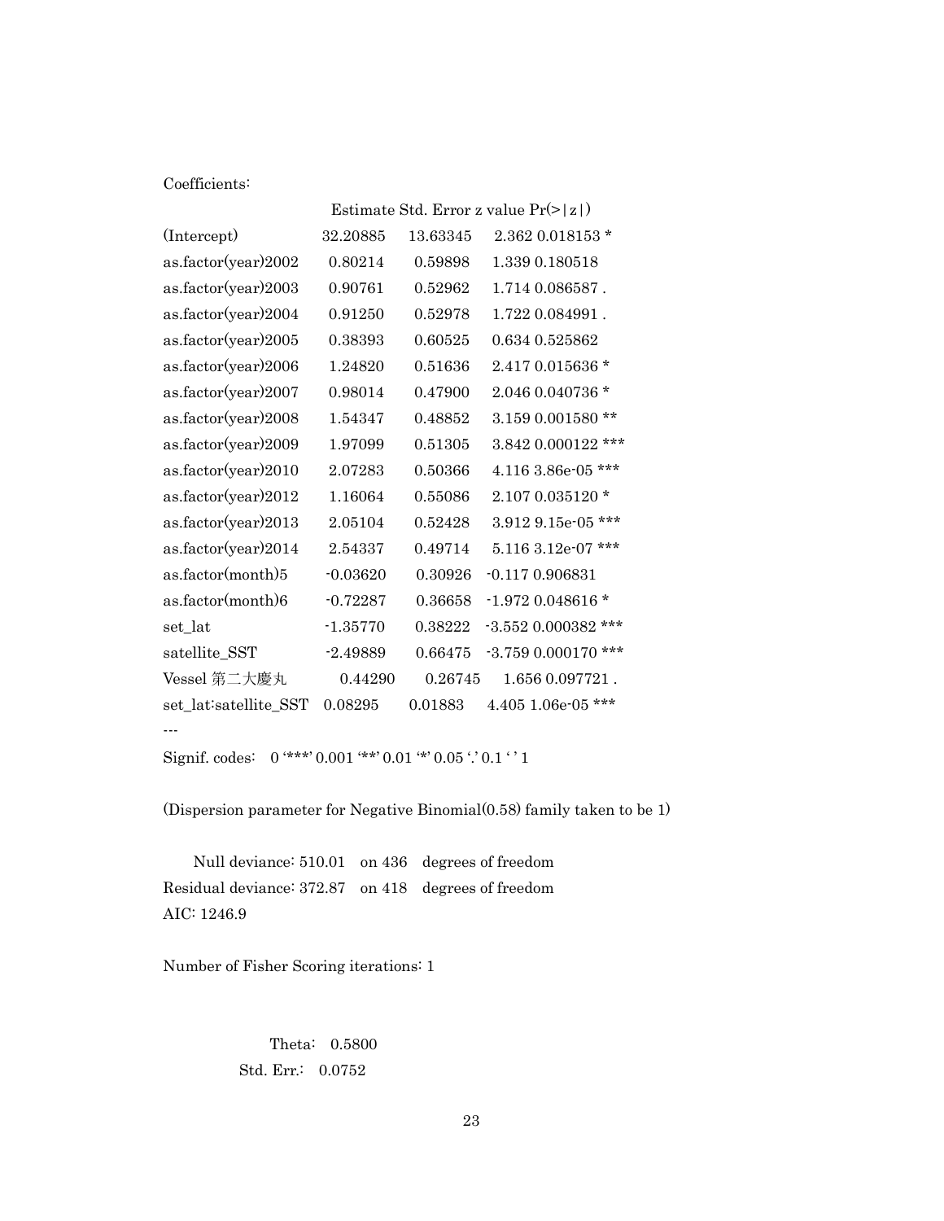Coefficients:

| | Estimate | Std. Error | z value | Pr(>\|z\|) | |
|---|---|---|---|---|---|
| (Intercept) | 32.20885 | 13.63345 | 2.362 | 0.018153 | * |
| as.factor(year)2002 | 0.80214 | 0.59898 | 1.339 | 0.180518 | |
| as.factor(year)2003 | 0.90761 | 0.52962 | 1.714 | 0.086587 | . |
| as.factor(year)2004 | 0.91250 | 0.52978 | 1.722 | 0.084991 | . |
| as.factor(year)2005 | 0.38393 | 0.60525 | 0.634 | 0.525862 | |
| as.factor(year)2006 | 1.24820 | 0.51636 | 2.417 | 0.015636 | * |
| as.factor(year)2007 | 0.98014 | 0.47900 | 2.046 | 0.040736 | * |
| as.factor(year)2008 | 1.54347 | 0.48852 | 3.159 | 0.001580 | ** |
| as.factor(year)2009 | 1.97099 | 0.51305 | 3.842 | 0.000122 | *** |
| as.factor(year)2010 | 2.07283 | 0.50366 | 4.116 | 3.86e-05 | *** |
| as.factor(year)2012 | 1.16064 | 0.55086 | 2.107 | 0.035120 | * |
| as.factor(year)2013 | 2.05104 | 0.52428 | 3.912 | 9.15e-05 | *** |
| as.factor(year)2014 | 2.54337 | 0.49714 | 5.116 | 3.12e-07 | *** |
| as.factor(month)5 | -0.03620 | 0.30926 | -0.117 | 0.906831 | |
| as.factor(month)6 | -0.72287 | 0.36658 | -1.972 | 0.048616 | * |
| set_lat | -1.35770 | 0.38222 | -3.552 | 0.000382 | *** |
| satellite_SST | -2.49889 | 0.66475 | -3.759 | 0.000170 | *** |
| Vessel 第二大慶丸 | 0.44290 | 0.26745 | 1.656 | 0.097721 | . |
| set_lat:satellite_SST | 0.08295 | 0.01883 | 4.405 | 1.06e-05 | *** |

---

Signif. codes: 0 '***' 0.001 '**' 0.01 '*' 0.05 '.' 0.1 ' ' 1

(Dispersion parameter for Negative Binomial(0.58) family taken to be 1)

Null deviance: 510.01 on 436 degrees of freedom
Residual deviance: 372.87 on 418 degrees of freedom
AIC: 1246.9

Number of Fisher Scoring iterations: 1

Theta: 0.5800
Std. Err.: 0.0752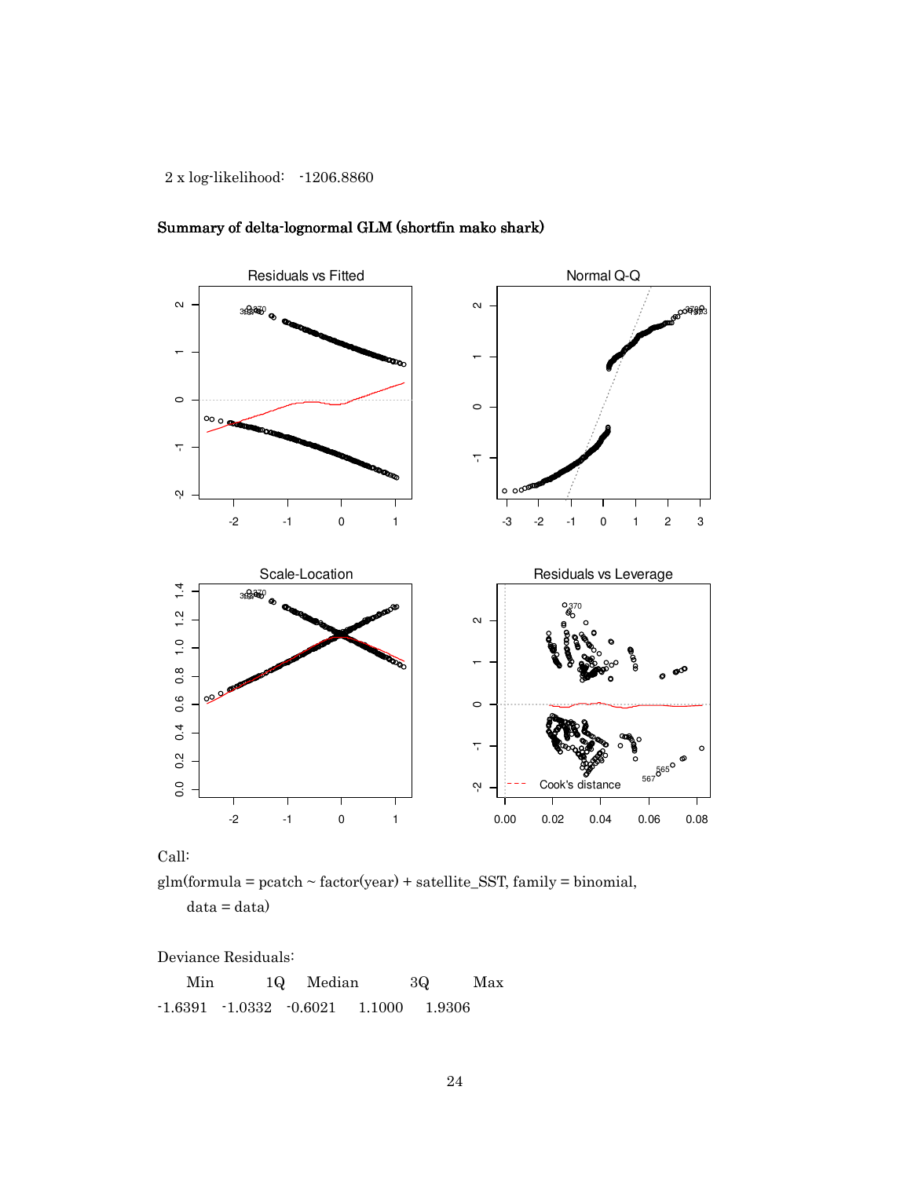2 x log-likelihood: -1206.8860

**Summary of delta-lognormal GLM (shortfin mako shark)**

Call:

```
glm(formula = pcatch ~ factor(year) + satellite_SST, family = binomial,
    data = data)
```

Deviance Residuals:

| Min | 1Q | Median | 3Q | Max |
|---|---|---|---|---|
| -1.6391 | -1.0332 | -0.6021 | 1.1000 | 1.9306 |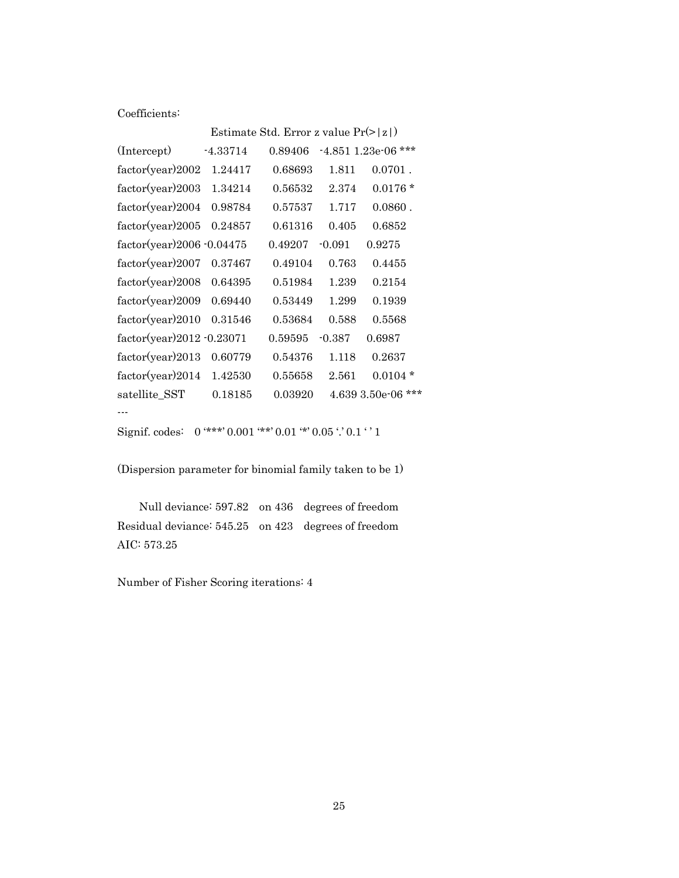Coefficients:

| | Estimate | Std. Error | z value | Pr(>\|z\|) | |
|---|---|---|---|---|---|
| (Intercept) | -4.33714 | 0.89406 | -4.851 | 1.23e-06 | *** |
| factor(year)2002 | 1.24417 | 0.68693 | 1.811 | 0.0701 | . |
| factor(year)2003 | 1.34214 | 0.56532 | 2.374 | 0.0176 | * |
| factor(year)2004 | 0.98784 | 0.57537 | 1.717 | 0.0860 | . |
| factor(year)2005 | 0.24857 | 0.61316 | 0.405 | 0.6852 | |
| factor(year)2006 | -0.04475 | 0.49207 | -0.091 | 0.9275 | |
| factor(year)2007 | 0.37467 | 0.49104 | 0.763 | 0.4455 | |
| factor(year)2008 | 0.64395 | 0.51984 | 1.239 | 0.2154 | |
| factor(year)2009 | 0.69440 | 0.53449 | 1.299 | 0.1939 | |
| factor(year)2010 | 0.31546 | 0.53684 | 0.588 | 0.5568 | |
| factor(year)2012 | -0.23071 | 0.59595 | -0.387 | 0.6987 | |
| factor(year)2013 | 0.60779 | 0.54376 | 1.118 | 0.2637 | |
| factor(year)2014 | 1.42530 | 0.55658 | 2.561 | 0.0104 | * |
| satellite_SST | 0.18185 | 0.03920 | 4.639 | 3.50e-06 | *** |

---

Signif. codes: 0 '***' 0.001 '**' 0.01 '*' 0.05 '.' 0.1 ' ' 1

(Dispersion parameter for binomial family taken to be 1)

Null deviance: 597.82 on 436 degrees of freedom
Residual deviance: 545.25 on 423 degrees of freedom
AIC: 573.25

Number of Fisher Scoring iterations: 4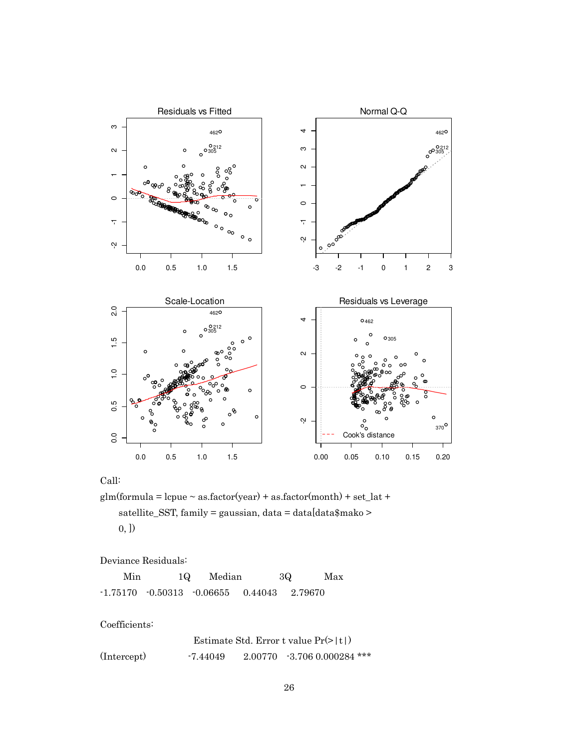Call:

```
glm(formula = lcpue ~ as.factor(year) + as.factor(month) + set_lat +
    satellite_SST, family = gaussian, data = data[data$mako >
    0, ])
```

Deviance Residuals:

```
     Min        1Q    Median        3Q       Max
-1.75170  -0.50313  -0.06655   0.44043   2.79670
```

Coefficients:

```
                 Estimate Std. Error t value Pr(>|t|)
(Intercept)      -7.44049    2.00770  -3.706 0.000284 ***
```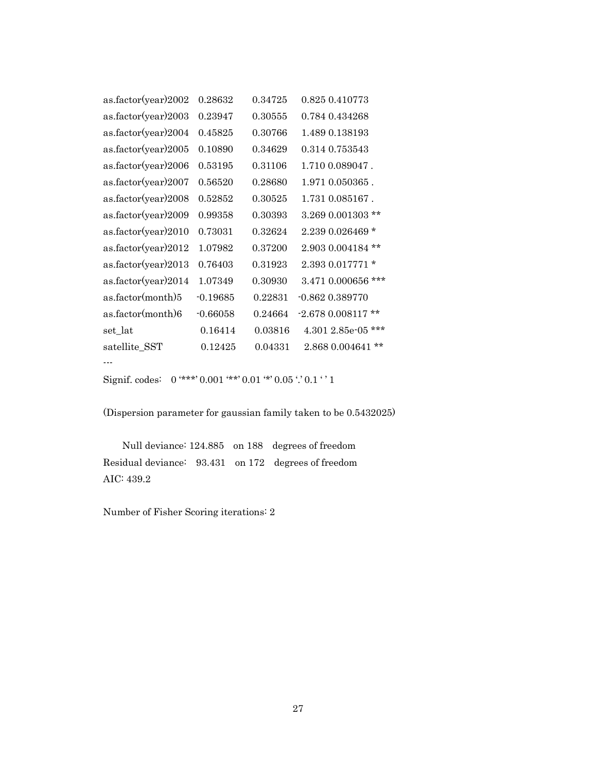```
as.factor(year)2002   0.28632    0.34725    0.825 0.410773
as.factor(year)2003   0.23947    0.30555    0.784 0.434268
as.factor(year)2004   0.45825    0.30766    1.489 0.138193
as.factor(year)2005   0.10890    0.34629    0.314 0.753543
as.factor(year)2006   0.53195    0.31106    1.710 0.089047 .
as.factor(year)2007   0.56520    0.28680    1.971 0.050365 .
as.factor(year)2008   0.52852    0.30525    1.731 0.085167 .
as.factor(year)2009   0.99358    0.30393    3.269 0.001303 **
as.factor(year)2010   0.73031    0.32624    2.239 0.026469 *
as.factor(year)2012   1.07982    0.37200    2.903 0.004184 **
as.factor(year)2013   0.76403    0.31923    2.393 0.017771 *
as.factor(year)2014   1.07349    0.30930    3.471 0.000656 ***
as.factor(month)5    -0.19685    0.22831   -0.862 0.389770
as.factor(month)6    -0.66058    0.24664   -2.678 0.008117 **
set_lat               0.16414    0.03816    4.301 2.85e-05 ***
satellite_SST         0.12425    0.04331    2.868 0.004641 **
---
Signif. codes:   0 '***' 0.001 '**' 0.01 '*' 0.05 '.' 0.1 ' ' 1

(Dispersion parameter for gaussian family taken to be 0.5432025)

    Null deviance: 124.885   on 188   degrees of freedom
Residual deviance:   93.431   on 172   degrees of freedom
AIC: 439.2

Number of Fisher Scoring iterations: 2
```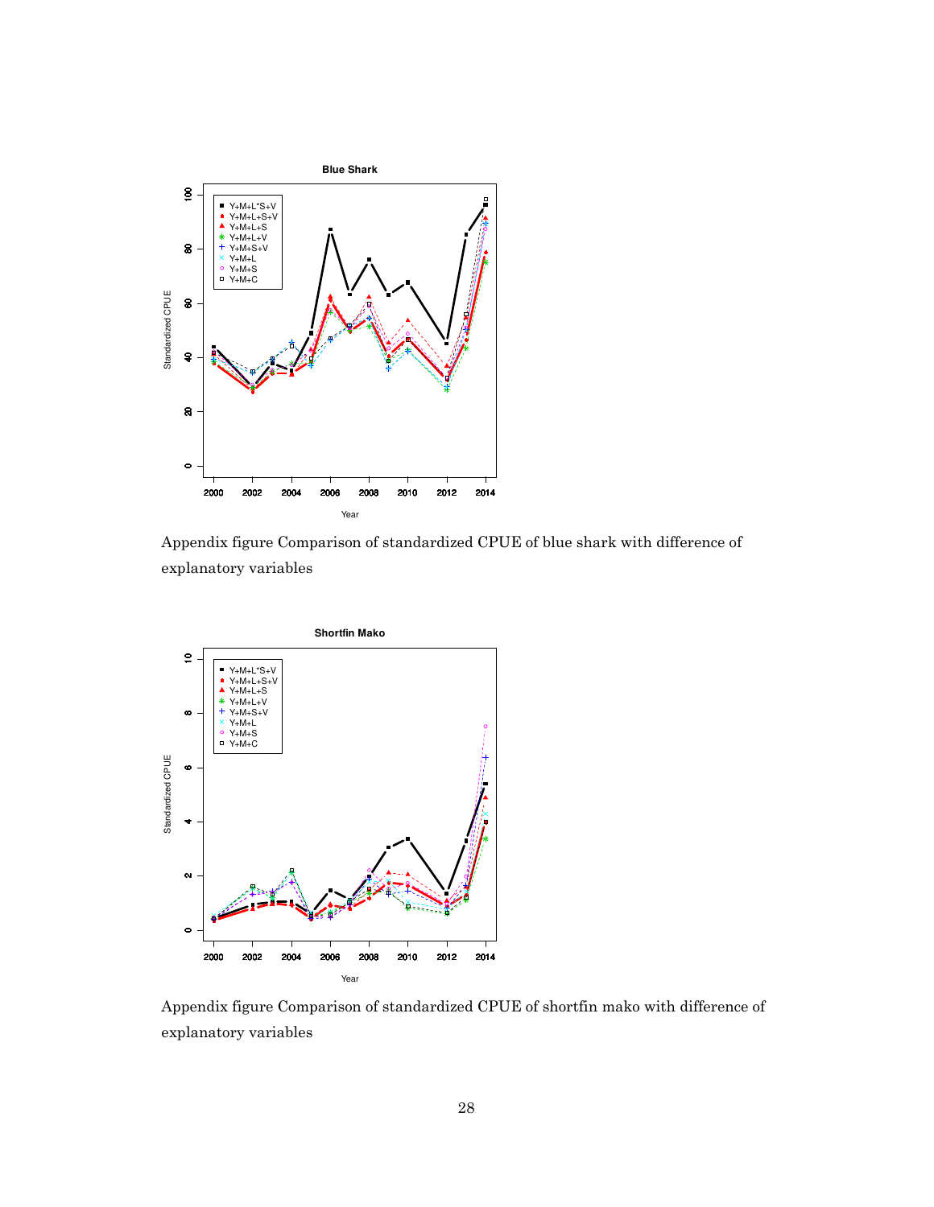Appendix figure Comparison of standardized CPUE of blue shark with difference of explanatory variables

Appendix figure Comparison of standardized CPUE of shortfin mako with difference of explanatory variables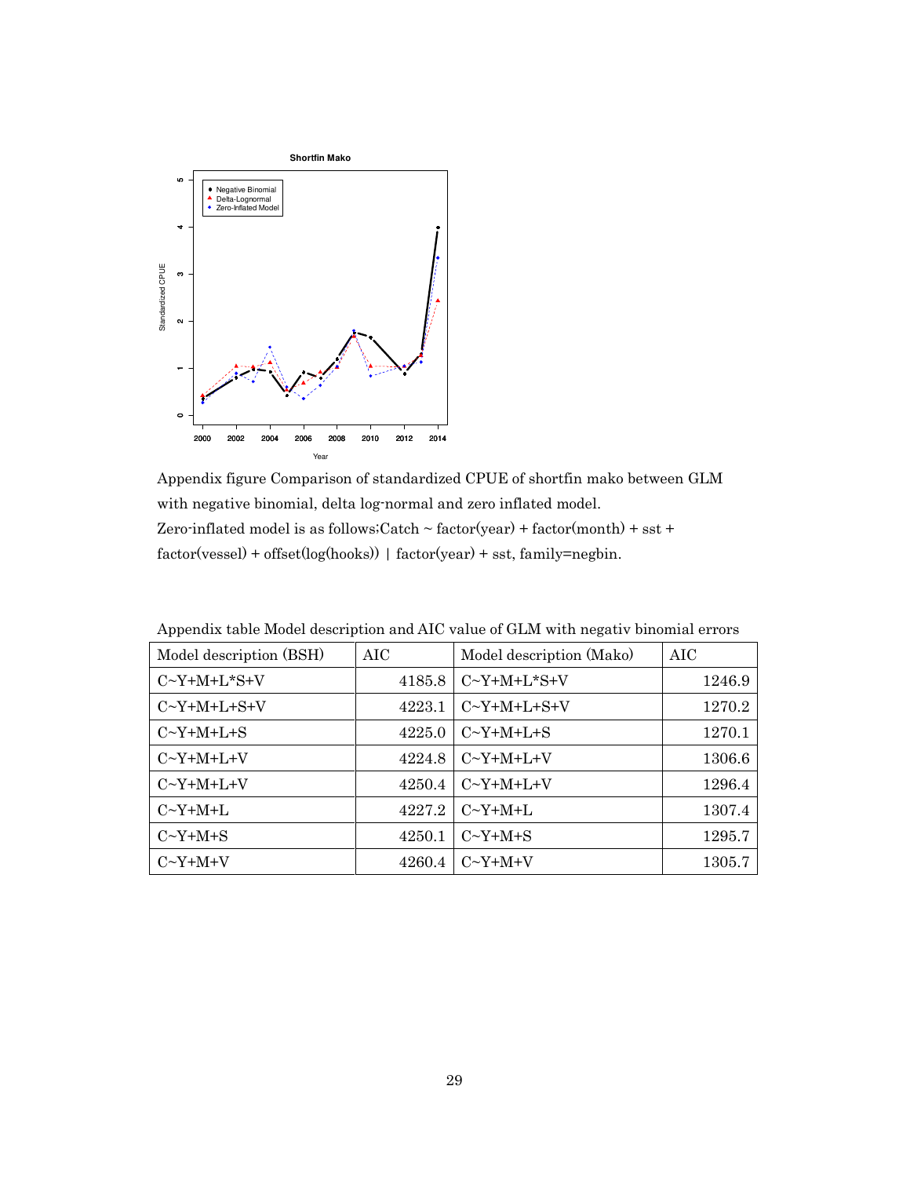Shortfin Mako

Negative Binomial
Delta-Lognormal
Zero-Inflated Model

Standardized CPUE

0
1
2
3
4
5

2000
2002
2004
2006
2008
2010
2012
2014

Year

Appendix figure Comparison of standardized CPUE of shortfin mako between GLM with negative binomial, delta log-normal and zero inflated model.
Zero-inflated model is as follows;Catch ~ factor(year) + factor(month) + sst + factor(vessel) + offset(log(hooks)) | factor(year) + sst, family=negbin.

Appendix table Model description and AIC value of GLM with negativ binomial errors

| Model description (BSH) | AIC | Model description (Mako) | AIC |
|---|---|---|---|
| C~Y+M+L*S+V | 4185.8 | C~Y+M+L*S+V | 1246.9 |
| C~Y+M+L+S+V | 4223.1 | C~Y+M+L+S+V | 1270.2 |
| C~Y+M+L+S | 4225.0 | C~Y+M+L+S | 1270.1 |
| C~Y+M+L+V | 4224.8 | C~Y+M+L+V | 1306.6 |
| C~Y+M+L+V | 4250.4 | C~Y+M+L+V | 1296.4 |
| C~Y+M+L | 4227.2 | C~Y+M+L | 1307.4 |
| C~Y+M+S | 4250.1 | C~Y+M+S | 1295.7 |
| C~Y+M+V | 4260.4 | C~Y+M+V | 1305.7 |